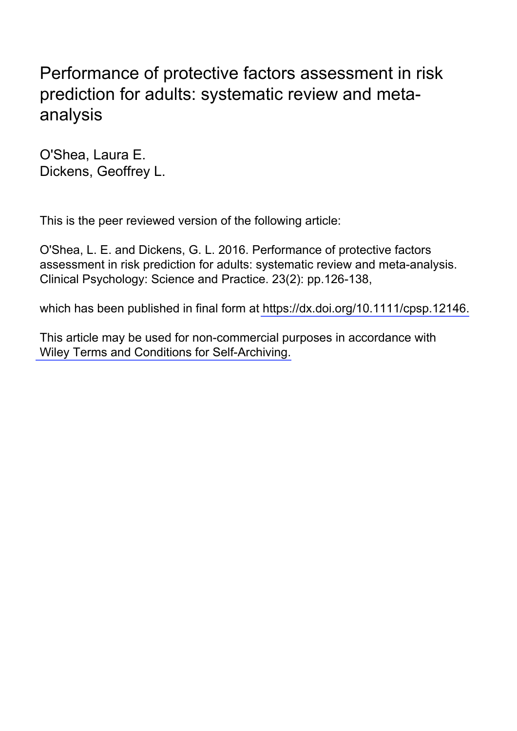# Performance of protective factors assessment in risk prediction for adults: systematic review and meta-analysis

O'Shea, Laura E.
Dickens, Geoffrey L.

This is the peer reviewed version of the following article:

O'Shea, L. E. and Dickens, G. L. 2016. Performance of protective factors assessment in risk prediction for adults: systematic review and meta-analysis. Clinical Psychology: Science and Practice. 23(2): pp.126-138,

which has been published in final form at https://dx.doi.org/10.1111/cpsp.12146.

This article may be used for non-commercial purposes in accordance with Wiley Terms and Conditions for Self-Archiving.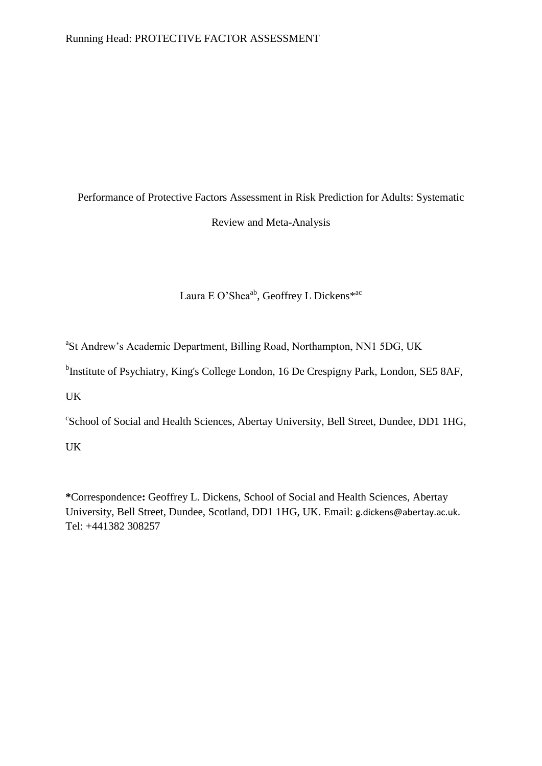Performance of Protective Factors Assessment in Risk Prediction for Adults: Systematic Review and Meta-Analysis

Laura E O'Shea[ab], Geoffrey L Dickens*[ac]

[a]St Andrew's Academic Department, Billing Road, Northampton, NN1 5DG, UK

[b]Institute of Psychiatry, King's College London, 16 De Crespigny Park, London, SE5 8AF, UK

[c]School of Social and Health Sciences, Abertay University, Bell Street, Dundee, DD1 1HG, UK

**\***Correspondence**:** Geoffrey L. Dickens, School of Social and Health Sciences, Abertay University, Bell Street, Dundee, Scotland, DD1 1HG, UK. Email: g.dickens@abertay.ac.uk. Tel: +441382 308257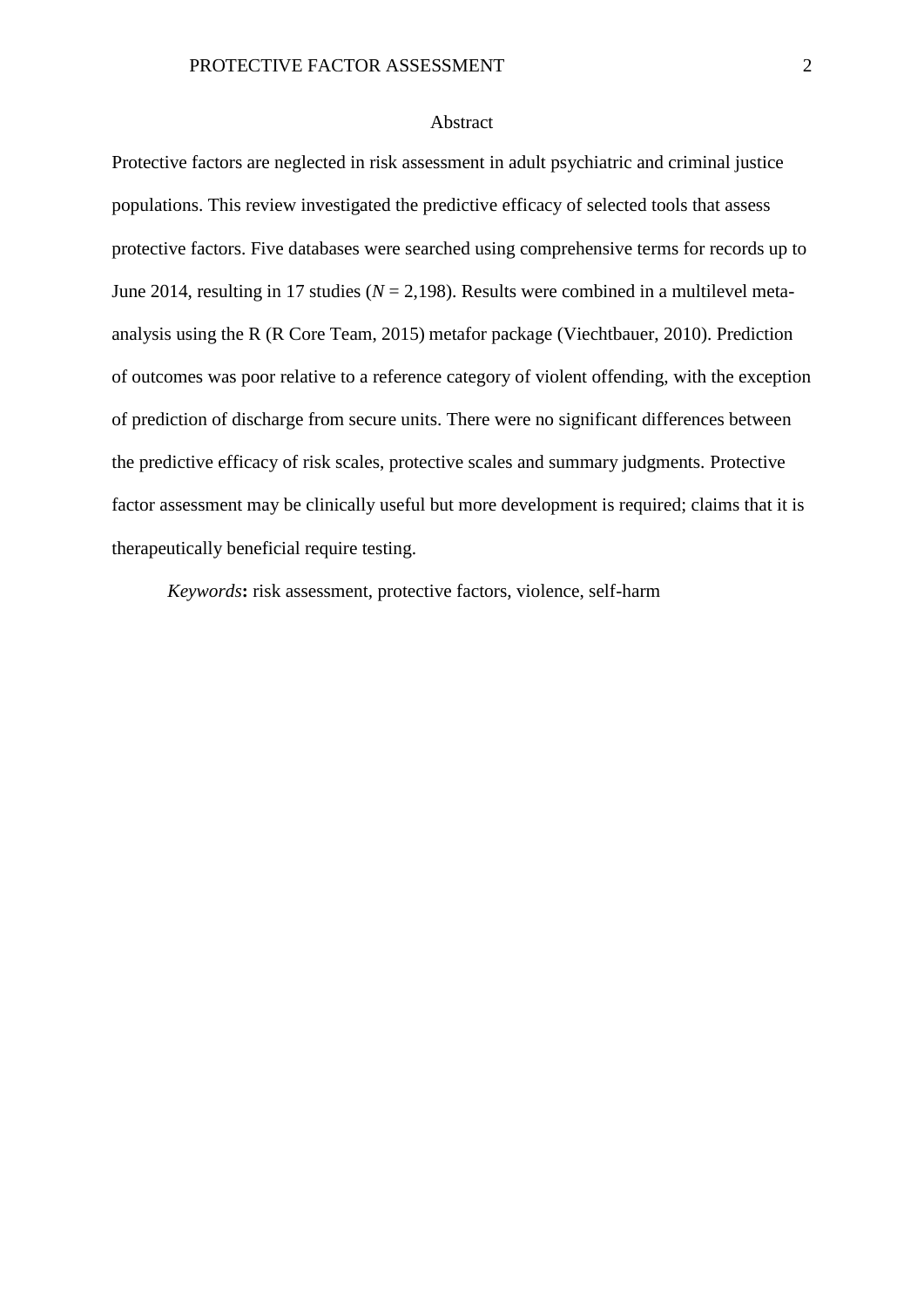# Abstract

Protective factors are neglected in risk assessment in adult psychiatric and criminal justice populations. This review investigated the predictive efficacy of selected tools that assess protective factors. Five databases were searched using comprehensive terms for records up to June 2014, resulting in 17 studies ($N$ = 2,198). Results were combined in a multilevel meta-analysis using the R (R Core Team, 2015) metafor package (Viechtbauer, 2010). Prediction of outcomes was poor relative to a reference category of violent offending, with the exception of prediction of discharge from secure units. There were no significant differences between the predictive efficacy of risk scales, protective scales and summary judgments. Protective factor assessment may be clinically useful but more development is required; claims that it is therapeutically beneficial require testing.

*Keywords*: risk assessment, protective factors, violence, self-harm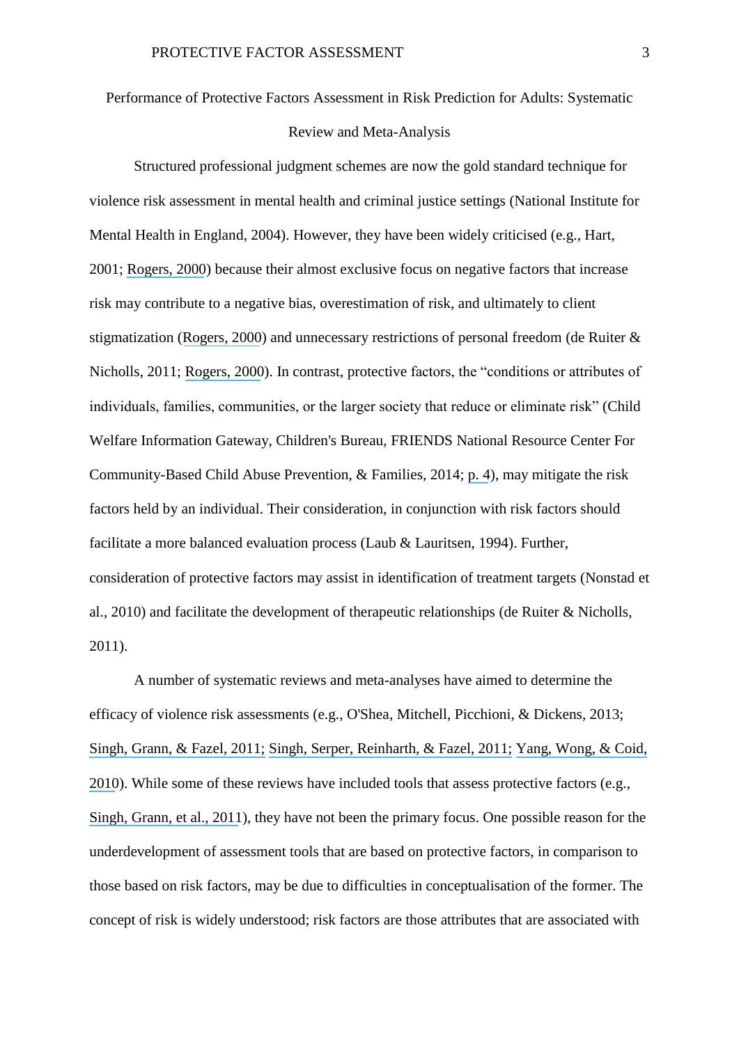Performance of Protective Factors Assessment in Risk Prediction for Adults: Systematic Review and Meta-Analysis

Structured professional judgment schemes are now the gold standard technique for violence risk assessment in mental health and criminal justice settings (National Institute for Mental Health in England, 2004). However, they have been widely criticised (e.g., Hart, 2001; Rogers, 2000) because their almost exclusive focus on negative factors that increase risk may contribute to a negative bias, overestimation of risk, and ultimately to client stigmatization (Rogers, 2000) and unnecessary restrictions of personal freedom (de Ruiter & Nicholls, 2011; Rogers, 2000). In contrast, protective factors, the "conditions or attributes of individuals, families, communities, or the larger society that reduce or eliminate risk" (Child Welfare Information Gateway, Children's Bureau, FRIENDS National Resource Center For Community-Based Child Abuse Prevention, & Families, 2014; p. 4), may mitigate the risk factors held by an individual. Their consideration, in conjunction with risk factors should facilitate a more balanced evaluation process (Laub & Lauritsen, 1994). Further, consideration of protective factors may assist in identification of treatment targets (Nonstad et al., 2010) and facilitate the development of therapeutic relationships (de Ruiter & Nicholls, 2011).

A number of systematic reviews and meta-analyses have aimed to determine the efficacy of violence risk assessments (e.g., O'Shea, Mitchell, Picchioni, & Dickens, 2013; Singh, Grann, & Fazel, 2011; Singh, Serper, Reinharth, & Fazel, 2011; Yang, Wong, & Coid, 2010). While some of these reviews have included tools that assess protective factors (e.g., Singh, Grann, et al., 2011), they have not been the primary focus. One possible reason for the underdevelopment of assessment tools that are based on protective factors, in comparison to those based on risk factors, may be due to difficulties in conceptualisation of the former. The concept of risk is widely understood; risk factors are those attributes that are associated with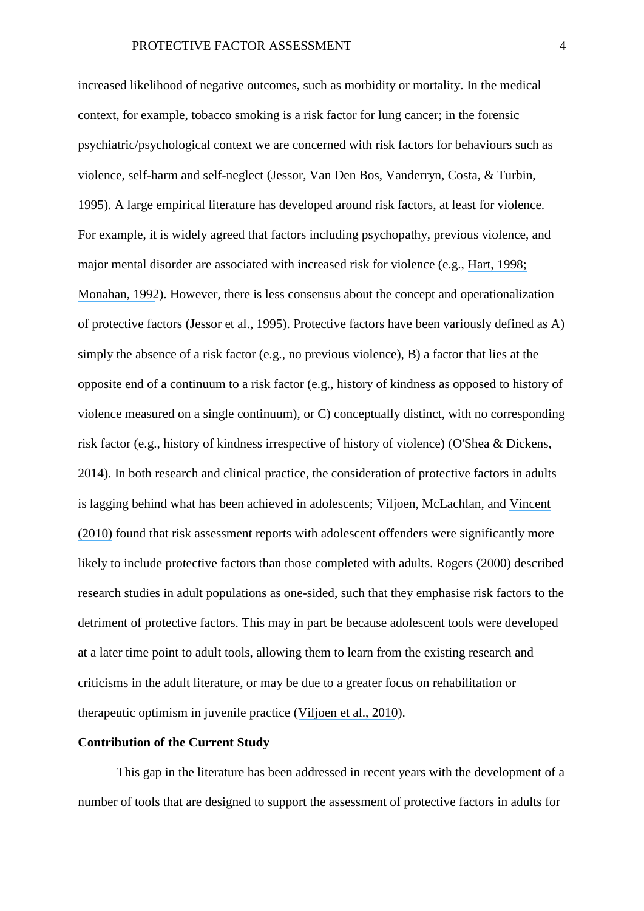increased likelihood of negative outcomes, such as morbidity or mortality. In the medical context, for example, tobacco smoking is a risk factor for lung cancer; in the forensic psychiatric/psychological context we are concerned with risk factors for behaviours such as violence, self-harm and self-neglect (Jessor, Van Den Bos, Vanderryn, Costa, & Turbin, 1995). A large empirical literature has developed around risk factors, at least for violence. For example, it is widely agreed that factors including psychopathy, previous violence, and major mental disorder are associated with increased risk for violence (e.g., Hart, 1998; Monahan, 1992). However, there is less consensus about the concept and operationalization of protective factors (Jessor et al., 1995). Protective factors have been variously defined as A) simply the absence of a risk factor (e.g., no previous violence), B) a factor that lies at the opposite end of a continuum to a risk factor (e.g., history of kindness as opposed to history of violence measured on a single continuum), or C) conceptually distinct, with no corresponding risk factor (e.g., history of kindness irrespective of history of violence) (O'Shea & Dickens, 2014). In both research and clinical practice, the consideration of protective factors in adults is lagging behind what has been achieved in adolescents; Viljoen, McLachlan, and Vincent (2010) found that risk assessment reports with adolescent offenders were significantly more likely to include protective factors than those completed with adults. Rogers (2000) described research studies in adult populations as one-sided, such that they emphasise risk factors to the detriment of protective factors. This may in part be because adolescent tools were developed at a later time point to adult tools, allowing them to learn from the existing research and criticisms in the adult literature, or may be due to a greater focus on rehabilitation or therapeutic optimism in juvenile practice (Viljoen et al., 2010).

## Contribution of the Current Study

This gap in the literature has been addressed in recent years with the development of a number of tools that are designed to support the assessment of protective factors in adults for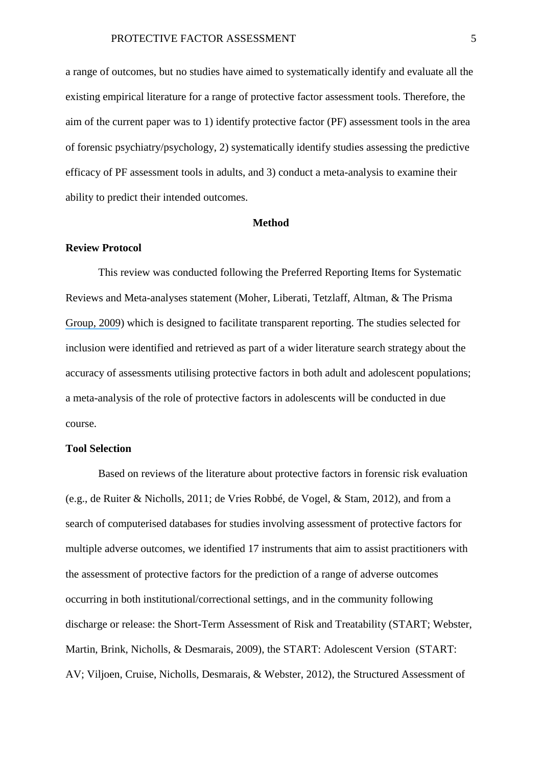a range of outcomes, but no studies have aimed to systematically identify and evaluate all the existing empirical literature for a range of protective factor assessment tools. Therefore, the aim of the current paper was to 1) identify protective factor (PF) assessment tools in the area of forensic psychiatry/psychology, 2) systematically identify studies assessing the predictive efficacy of PF assessment tools in adults, and 3) conduct a meta-analysis to examine their ability to predict their intended outcomes.

## Method

### Review Protocol

This review was conducted following the Preferred Reporting Items for Systematic Reviews and Meta-analyses statement (Moher, Liberati, Tetzlaff, Altman, & The Prisma Group, 2009) which is designed to facilitate transparent reporting. The studies selected for inclusion were identified and retrieved as part of a wider literature search strategy about the accuracy of assessments utilising protective factors in both adult and adolescent populations; a meta-analysis of the role of protective factors in adolescents will be conducted in due course.

### Tool Selection

Based on reviews of the literature about protective factors in forensic risk evaluation (e.g., de Ruiter & Nicholls, 2011; de Vries Robbé, de Vogel, & Stam, 2012), and from a search of computerised databases for studies involving assessment of protective factors for multiple adverse outcomes, we identified 17 instruments that aim to assist practitioners with the assessment of protective factors for the prediction of a range of adverse outcomes occurring in both institutional/correctional settings, and in the community following discharge or release: the Short-Term Assessment of Risk and Treatability (START; Webster, Martin, Brink, Nicholls, & Desmarais, 2009), the START: Adolescent Version (START: AV; Viljoen, Cruise, Nicholls, Desmarais, & Webster, 2012), the Structured Assessment of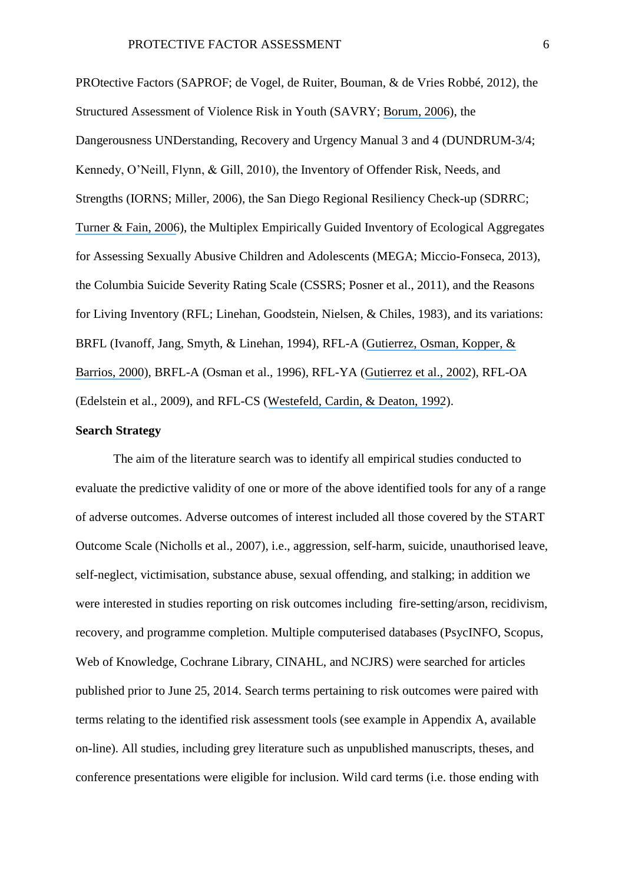PROtective Factors (SAPROF; de Vogel, de Ruiter, Bouman, & de Vries Robbé, 2012), the Structured Assessment of Violence Risk in Youth (SAVRY; Borum, 2006), the Dangerousness UNDerstanding, Recovery and Urgency Manual 3 and 4 (DUNDRUM-3/4; Kennedy, O'Neill, Flynn, & Gill, 2010), the Inventory of Offender Risk, Needs, and Strengths (IORNS; Miller, 2006), the San Diego Regional Resiliency Check-up (SDRRC; Turner & Fain, 2006), the Multiplex Empirically Guided Inventory of Ecological Aggregates for Assessing Sexually Abusive Children and Adolescents (MEGA; Miccio-Fonseca, 2013), the Columbia Suicide Severity Rating Scale (CSSRS; Posner et al., 2011), and the Reasons for Living Inventory (RFL; Linehan, Goodstein, Nielsen, & Chiles, 1983), and its variations: BRFL (Ivanoff, Jang, Smyth, & Linehan, 1994), RFL-A (Gutierrez, Osman, Kopper, & Barrios, 2000), BRFL-A (Osman et al., 1996), RFL-YA (Gutierrez et al., 2002), RFL-OA (Edelstein et al., 2009), and RFL-CS (Westefeld, Cardin, & Deaton, 1992).

**Search Strategy**

The aim of the literature search was to identify all empirical studies conducted to evaluate the predictive validity of one or more of the above identified tools for any of a range of adverse outcomes. Adverse outcomes of interest included all those covered by the START Outcome Scale (Nicholls et al., 2007), i.e., aggression, self-harm, suicide, unauthorised leave, self-neglect, victimisation, substance abuse, sexual offending, and stalking; in addition we were interested in studies reporting on risk outcomes including fire-setting/arson, recidivism, recovery, and programme completion. Multiple computerised databases (PsycINFO, Scopus, Web of Knowledge, Cochrane Library, CINAHL, and NCJRS) were searched for articles published prior to June 25, 2014. Search terms pertaining to risk outcomes were paired with terms relating to the identified risk assessment tools (see example in Appendix A, available on-line). All studies, including grey literature such as unpublished manuscripts, theses, and conference presentations were eligible for inclusion. Wild card terms (i.e. those ending with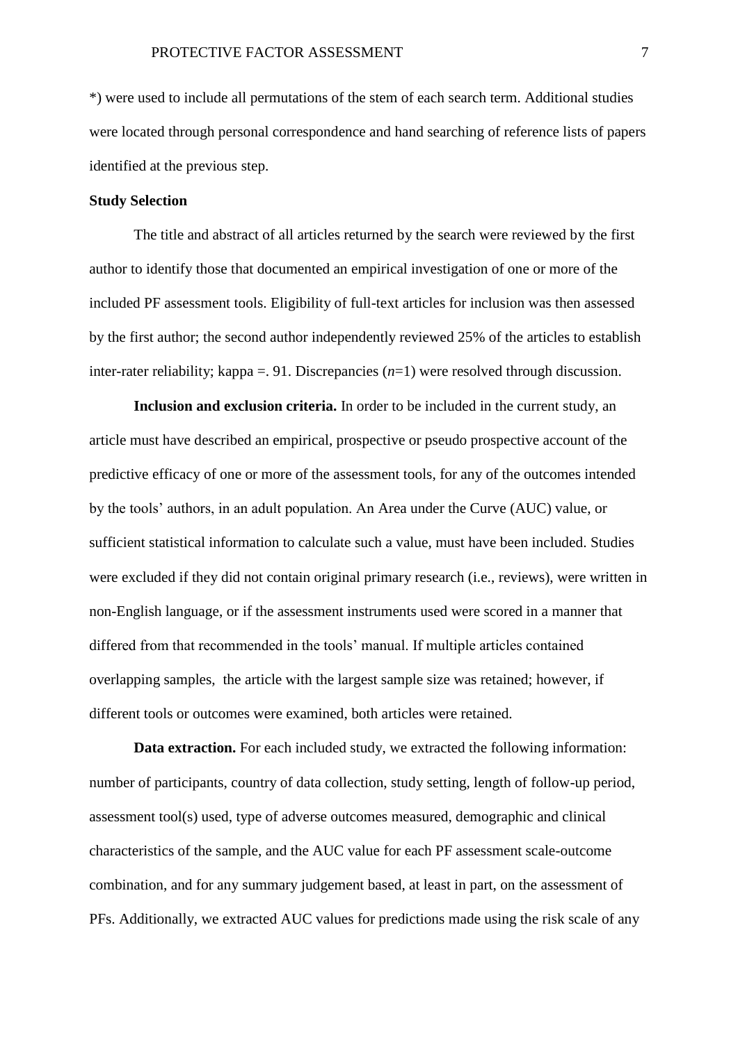*) were used to include all permutations of the stem of each search term. Additional studies were located through personal correspondence and hand searching of reference lists of papers identified at the previous step.

**Study Selection**

The title and abstract of all articles returned by the search were reviewed by the first author to identify those that documented an empirical investigation of one or more of the included PF assessment tools. Eligibility of full-text articles for inclusion was then assessed by the first author; the second author independently reviewed 25% of the articles to establish inter-rater reliability; kappa =. 91. Discrepancies (*n*=1) were resolved through discussion.

**Inclusion and exclusion criteria.** In order to be included in the current study, an article must have described an empirical, prospective or pseudo prospective account of the predictive efficacy of one or more of the assessment tools, for any of the outcomes intended by the tools' authors, in an adult population. An Area under the Curve (AUC) value, or sufficient statistical information to calculate such a value, must have been included. Studies were excluded if they did not contain original primary research (i.e., reviews), were written in non-English language, or if the assessment instruments used were scored in a manner that differed from that recommended in the tools' manual. If multiple articles contained overlapping samples, the article with the largest sample size was retained; however, if different tools or outcomes were examined, both articles were retained.

**Data extraction.** For each included study, we extracted the following information: number of participants, country of data collection, study setting, length of follow-up period, assessment tool(s) used, type of adverse outcomes measured, demographic and clinical characteristics of the sample, and the AUC value for each PF assessment scale-outcome combination, and for any summary judgement based, at least in part, on the assessment of PFs. Additionally, we extracted AUC values for predictions made using the risk scale of any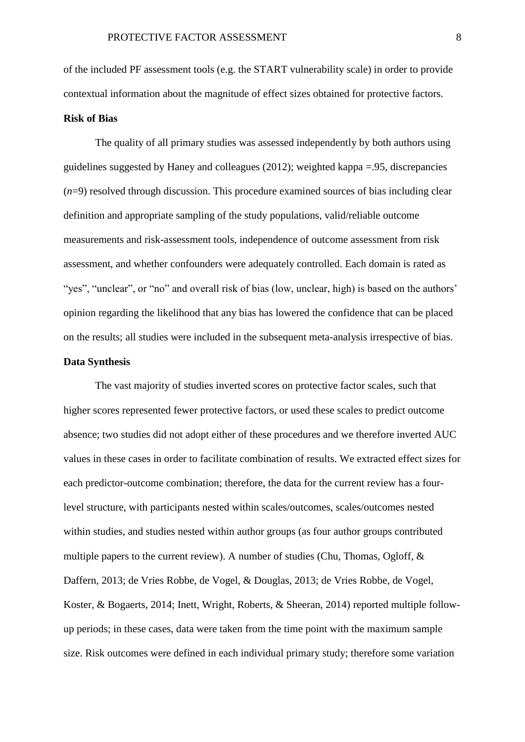of the included PF assessment tools (e.g. the START vulnerability scale) in order to provide contextual information about the magnitude of effect sizes obtained for protective factors.

**Risk of Bias**

The quality of all primary studies was assessed independently by both authors using guidelines suggested by Haney and colleagues (2012); weighted kappa =.95, discrepancies (*n*=9) resolved through discussion. This procedure examined sources of bias including clear definition and appropriate sampling of the study populations, valid/reliable outcome measurements and risk-assessment tools, independence of outcome assessment from risk assessment, and whether confounders were adequately controlled. Each domain is rated as "yes", "unclear", or "no" and overall risk of bias (low, unclear, high) is based on the authors' opinion regarding the likelihood that any bias has lowered the confidence that can be placed on the results; all studies were included in the subsequent meta-analysis irrespective of bias.

**Data Synthesis**

The vast majority of studies inverted scores on protective factor scales, such that higher scores represented fewer protective factors, or used these scales to predict outcome absence; two studies did not adopt either of these procedures and we therefore inverted AUC values in these cases in order to facilitate combination of results. We extracted effect sizes for each predictor-outcome combination; therefore, the data for the current review has a four-level structure, with participants nested within scales/outcomes, scales/outcomes nested within studies, and studies nested within author groups (as four author groups contributed multiple papers to the current review). A number of studies (Chu, Thomas, Ogloff, & Daffern, 2013; de Vries Robbe, de Vogel, & Douglas, 2013; de Vries Robbe, de Vogel, Koster, & Bogaerts, 2014; Inett, Wright, Roberts, & Sheeran, 2014) reported multiple follow-up periods; in these cases, data were taken from the time point with the maximum sample size. Risk outcomes were defined in each individual primary study; therefore some variation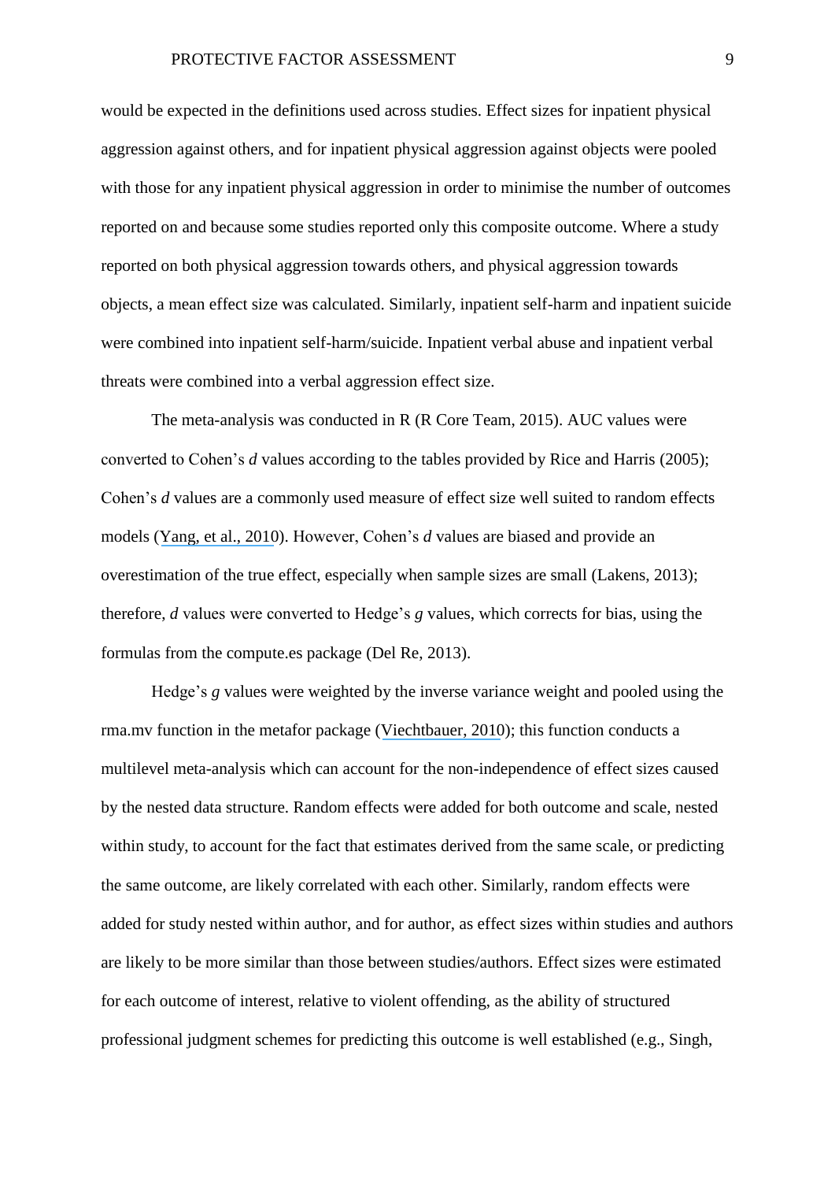would be expected in the definitions used across studies. Effect sizes for inpatient physical aggression against others, and for inpatient physical aggression against objects were pooled with those for any inpatient physical aggression in order to minimise the number of outcomes reported on and because some studies reported only this composite outcome. Where a study reported on both physical aggression towards others, and physical aggression towards objects, a mean effect size was calculated. Similarly, inpatient self-harm and inpatient suicide were combined into inpatient self-harm/suicide. Inpatient verbal abuse and inpatient verbal threats were combined into a verbal aggression effect size.

The meta-analysis was conducted in R (R Core Team, 2015). AUC values were converted to Cohen's *d* values according to the tables provided by Rice and Harris (2005); Cohen's *d* values are a commonly used measure of effect size well suited to random effects models (Yang, et al., 2010). However, Cohen's *d* values are biased and provide an overestimation of the true effect, especially when sample sizes are small (Lakens, 2013); therefore, *d* values were converted to Hedge's *g* values, which corrects for bias, using the formulas from the compute.es package (Del Re, 2013).

Hedge's *g* values were weighted by the inverse variance weight and pooled using the rma.mv function in the metafor package (Viechtbauer, 2010); this function conducts a multilevel meta-analysis which can account for the non-independence of effect sizes caused by the nested data structure. Random effects were added for both outcome and scale, nested within study, to account for the fact that estimates derived from the same scale, or predicting the same outcome, are likely correlated with each other. Similarly, random effects were added for study nested within author, and for author, as effect sizes within studies and authors are likely to be more similar than those between studies/authors. Effect sizes were estimated for each outcome of interest, relative to violent offending, as the ability of structured professional judgment schemes for predicting this outcome is well established (e.g., Singh,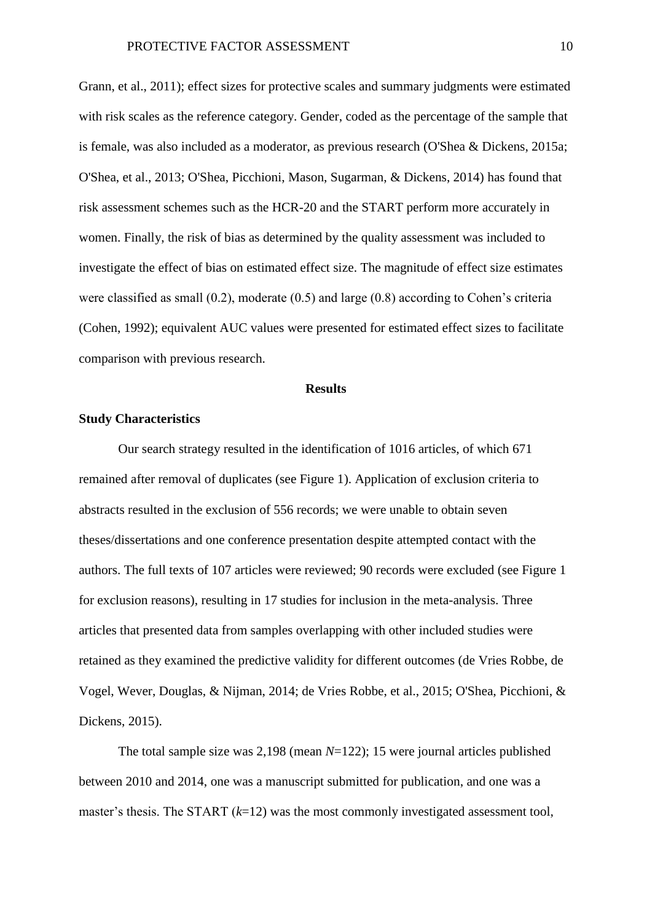Grann, et al., 2011); effect sizes for protective scales and summary judgments were estimated with risk scales as the reference category. Gender, coded as the percentage of the sample that is female, was also included as a moderator, as previous research (O'Shea & Dickens, 2015a; O'Shea, et al., 2013; O'Shea, Picchioni, Mason, Sugarman, & Dickens, 2014) has found that risk assessment schemes such as the HCR-20 and the START perform more accurately in women. Finally, the risk of bias as determined by the quality assessment was included to investigate the effect of bias on estimated effect size. The magnitude of effect size estimates were classified as small (0.2), moderate (0.5) and large (0.8) according to Cohen's criteria (Cohen, 1992); equivalent AUC values were presented for estimated effect sizes to facilitate comparison with previous research.

## Results

### Study Characteristics

Our search strategy resulted in the identification of 1016 articles, of which 671 remained after removal of duplicates (see Figure 1). Application of exclusion criteria to abstracts resulted in the exclusion of 556 records; we were unable to obtain seven theses/dissertations and one conference presentation despite attempted contact with the authors. The full texts of 107 articles were reviewed; 90 records were excluded (see Figure 1 for exclusion reasons), resulting in 17 studies for inclusion in the meta-analysis. Three articles that presented data from samples overlapping with other included studies were retained as they examined the predictive validity for different outcomes (de Vries Robbe, de Vogel, Wever, Douglas, & Nijman, 2014; de Vries Robbe, et al., 2015; O'Shea, Picchioni, & Dickens, 2015).

The total sample size was 2,198 (mean *N*=122); 15 were journal articles published between 2010 and 2014, one was a manuscript submitted for publication, and one was a master's thesis. The START (*k*=12) was the most commonly investigated assessment tool,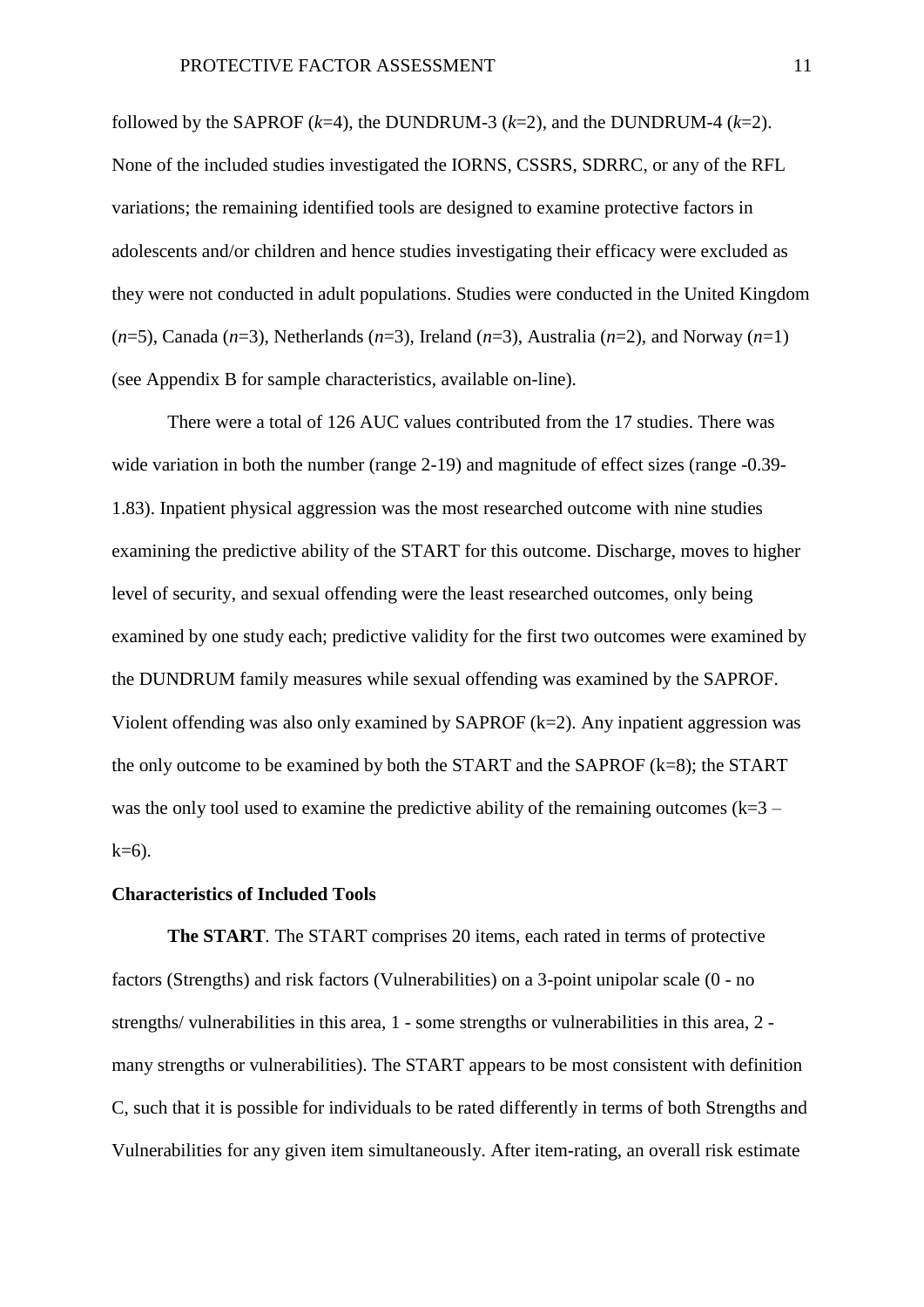followed by the SAPROF (*k*=4), the DUNDRUM-3 (*k*=2), and the DUNDRUM-4 (*k*=2). None of the included studies investigated the IORNS, CSSRS, SDRRC, or any of the RFL variations; the remaining identified tools are designed to examine protective factors in adolescents and/or children and hence studies investigating their efficacy were excluded as they were not conducted in adult populations. Studies were conducted in the United Kingdom (*n*=5), Canada (*n*=3), Netherlands (*n*=3), Ireland (*n*=3), Australia (*n*=2), and Norway (*n*=1) (see Appendix B for sample characteristics, available on-line).

There were a total of 126 AUC values contributed from the 17 studies. There was wide variation in both the number (range 2-19) and magnitude of effect sizes (range -0.39-1.83). Inpatient physical aggression was the most researched outcome with nine studies examining the predictive ability of the START for this outcome. Discharge, moves to higher level of security, and sexual offending were the least researched outcomes, only being examined by one study each; predictive validity for the first two outcomes were examined by the DUNDRUM family measures while sexual offending was examined by the SAPROF. Violent offending was also only examined by SAPROF (k=2). Any inpatient aggression was the only outcome to be examined by both the START and the SAPROF (k=8); the START was the only tool used to examine the predictive ability of the remaining outcomes (k=3 – k=6).

### Characteristics of Included Tools

**The START**. The START comprises 20 items, each rated in terms of protective factors (Strengths) and risk factors (Vulnerabilities) on a 3-point unipolar scale (0 - no strengths/ vulnerabilities in this area, 1 - some strengths or vulnerabilities in this area, 2 - many strengths or vulnerabilities). The START appears to be most consistent with definition C, such that it is possible for individuals to be rated differently in terms of both Strengths and Vulnerabilities for any given item simultaneously. After item-rating, an overall risk estimate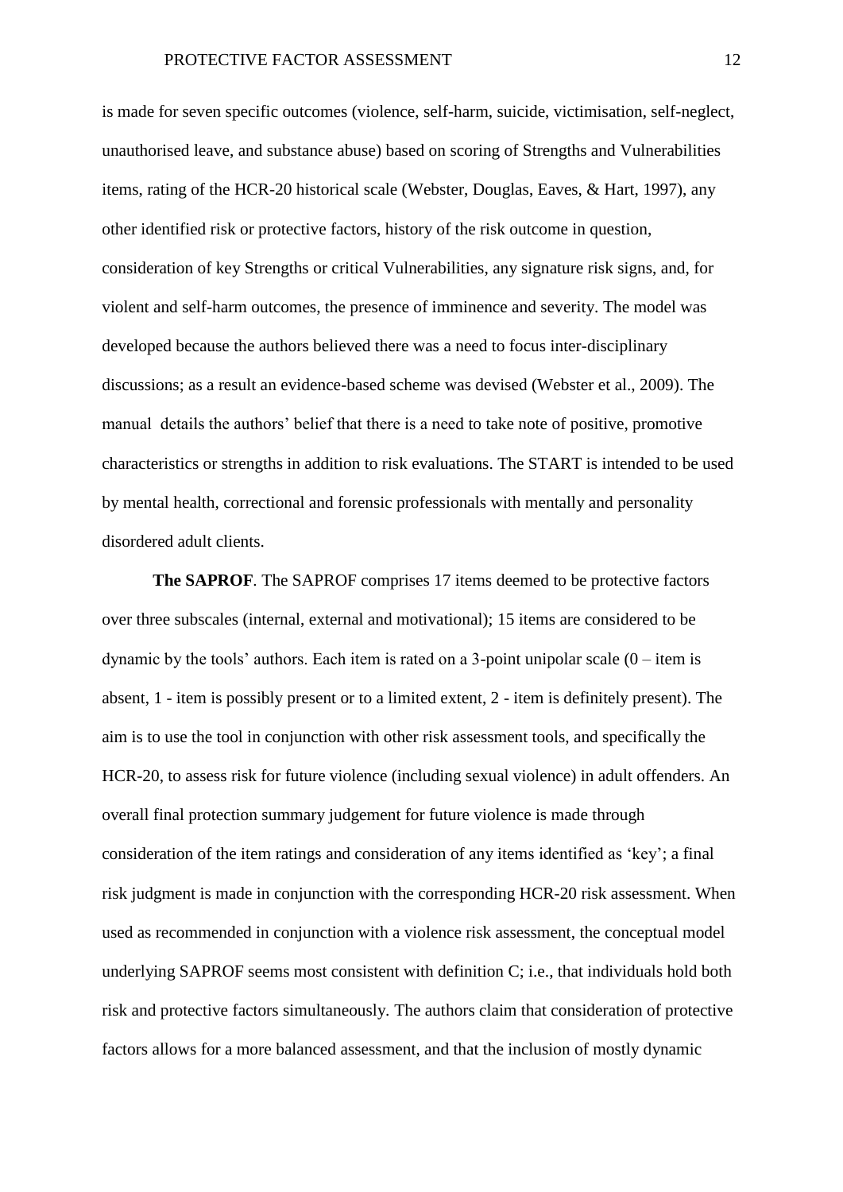is made for seven specific outcomes (violence, self-harm, suicide, victimisation, self-neglect, unauthorised leave, and substance abuse) based on scoring of Strengths and Vulnerabilities items, rating of the HCR-20 historical scale (Webster, Douglas, Eaves, & Hart, 1997), any other identified risk or protective factors, history of the risk outcome in question, consideration of key Strengths or critical Vulnerabilities, any signature risk signs, and, for violent and self-harm outcomes, the presence of imminence and severity. The model was developed because the authors believed there was a need to focus inter-disciplinary discussions; as a result an evidence-based scheme was devised (Webster et al., 2009). The manual details the authors' belief that there is a need to take note of positive, promotive characteristics or strengths in addition to risk evaluations. The START is intended to be used by mental health, correctional and forensic professionals with mentally and personality disordered adult clients.

**The SAPROF**. The SAPROF comprises 17 items deemed to be protective factors over three subscales (internal, external and motivational); 15 items are considered to be dynamic by the tools' authors. Each item is rated on a 3-point unipolar scale (0 – item is absent, 1 - item is possibly present or to a limited extent, 2 - item is definitely present). The aim is to use the tool in conjunction with other risk assessment tools, and specifically the HCR-20, to assess risk for future violence (including sexual violence) in adult offenders. An overall final protection summary judgement for future violence is made through consideration of the item ratings and consideration of any items identified as 'key'; a final risk judgment is made in conjunction with the corresponding HCR-20 risk assessment. When used as recommended in conjunction with a violence risk assessment, the conceptual model underlying SAPROF seems most consistent with definition C; i.e., that individuals hold both risk and protective factors simultaneously. The authors claim that consideration of protective factors allows for a more balanced assessment, and that the inclusion of mostly dynamic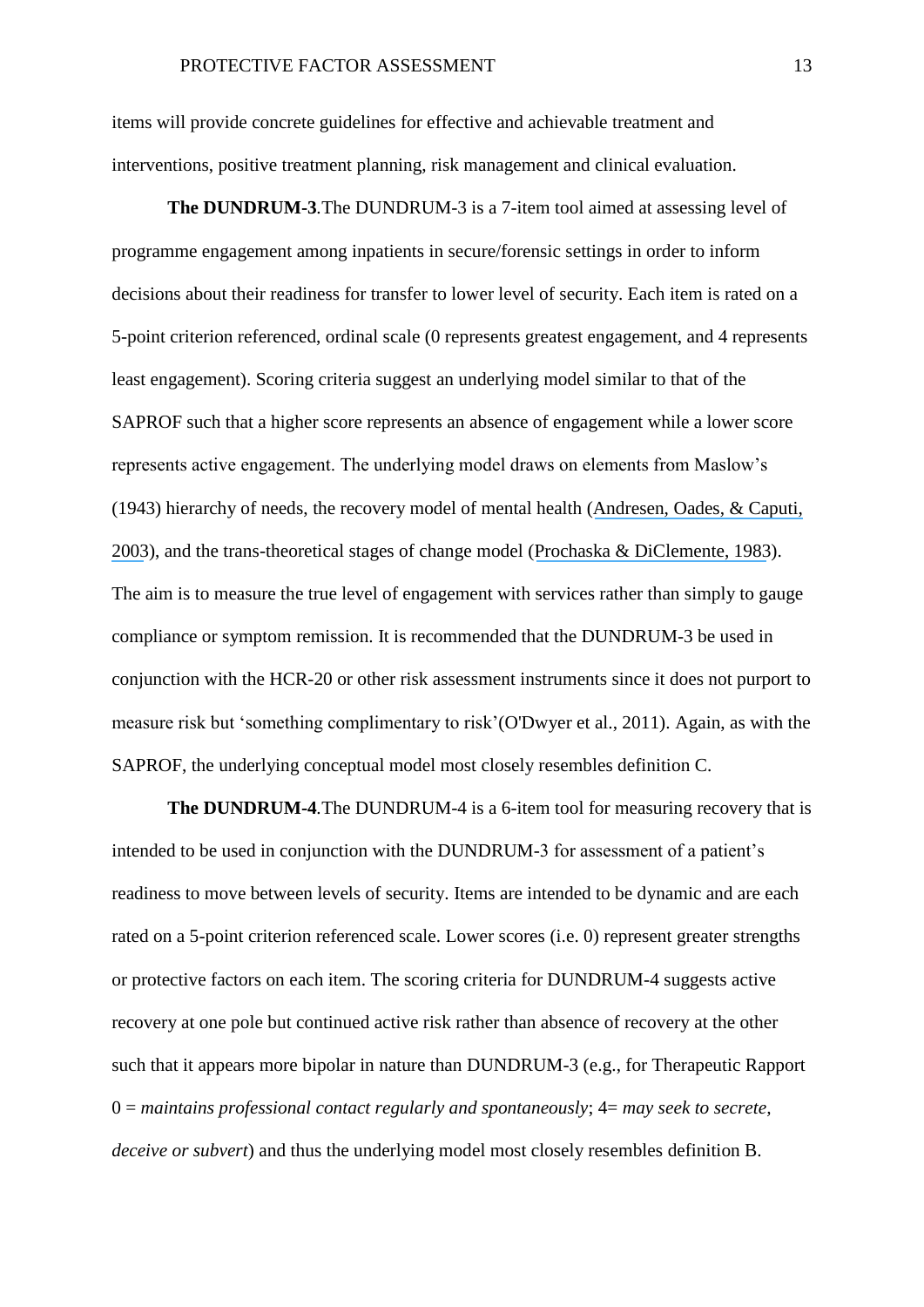items will provide concrete guidelines for effective and achievable treatment and interventions, positive treatment planning, risk management and clinical evaluation.

**The DUNDRUM-3**.The DUNDRUM-3 is a 7-item tool aimed at assessing level of programme engagement among inpatients in secure/forensic settings in order to inform decisions about their readiness for transfer to lower level of security. Each item is rated on a 5-point criterion referenced, ordinal scale (0 represents greatest engagement, and 4 represents least engagement). Scoring criteria suggest an underlying model similar to that of the SAPROF such that a higher score represents an absence of engagement while a lower score represents active engagement. The underlying model draws on elements from Maslow's (1943) hierarchy of needs, the recovery model of mental health (Andresen, Oades, & Caputi, 2003), and the trans-theoretical stages of change model (Prochaska & DiClemente, 1983). The aim is to measure the true level of engagement with services rather than simply to gauge compliance or symptom remission. It is recommended that the DUNDRUM-3 be used in conjunction with the HCR-20 or other risk assessment instruments since it does not purport to measure risk but 'something complimentary to risk'(O'Dwyer et al., 2011). Again, as with the SAPROF, the underlying conceptual model most closely resembles definition C.

**The DUNDRUM-4**.The DUNDRUM-4 is a 6-item tool for measuring recovery that is intended to be used in conjunction with the DUNDRUM-3 for assessment of a patient's readiness to move between levels of security. Items are intended to be dynamic and are each rated on a 5-point criterion referenced scale. Lower scores (i.e. 0) represent greater strengths or protective factors on each item. The scoring criteria for DUNDRUM-4 suggests active recovery at one pole but continued active risk rather than absence of recovery at the other such that it appears more bipolar in nature than DUNDRUM-3 (e.g., for Therapeutic Rapport 0 = *maintains professional contact regularly and spontaneously*; 4= *may seek to secrete, deceive or subvert*) and thus the underlying model most closely resembles definition B.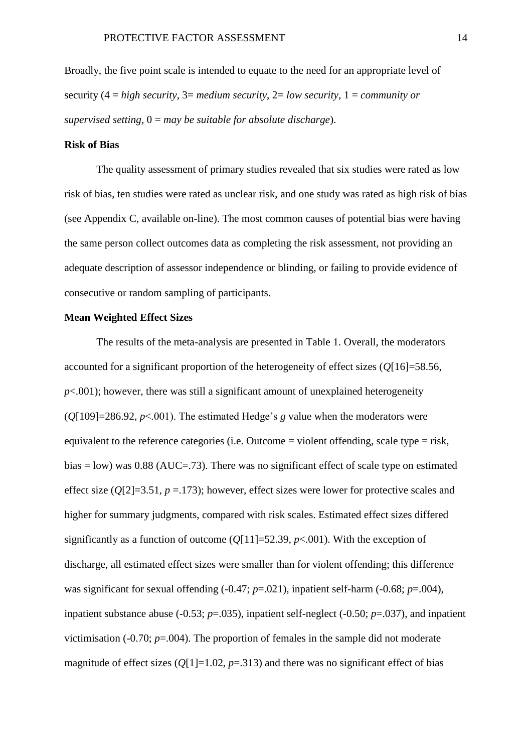Broadly, the five point scale is intended to equate to the need for an appropriate level of security (4 = *high security*, 3= *medium security*, 2= *low security*, 1 = *community or supervised setting*, 0 = *may be suitable for absolute discharge*).

**Risk of Bias**

The quality assessment of primary studies revealed that six studies were rated as low risk of bias, ten studies were rated as unclear risk, and one study was rated as high risk of bias (see Appendix C, available on-line). The most common causes of potential bias were having the same person collect outcomes data as completing the risk assessment, not providing an adequate description of assessor independence or blinding, or failing to provide evidence of consecutive or random sampling of participants.

**Mean Weighted Effect Sizes**

The results of the meta-analysis are presented in Table 1. Overall, the moderators accounted for a significant proportion of the heterogeneity of effect sizes ($Q[16]=58.56$, $p<.001$); however, there was still a significant amount of unexplained heterogeneity ($Q[109]=286.92$, $p<.001$). The estimated Hedge's $g$ value when the moderators were equivalent to the reference categories (i.e. Outcome = violent offending, scale type = risk, bias = low) was 0.88 (AUC=.73). There was no significant effect of scale type on estimated effect size ($Q[2]=3.51$, $p=.173$); however, effect sizes were lower for protective scales and higher for summary judgments, compared with risk scales. Estimated effect sizes differed significantly as a function of outcome ($Q[11]=52.39$, $p<.001$). With the exception of discharge, all estimated effect sizes were smaller than for violent offending; this difference was significant for sexual offending (-0.47; $p=.021$), inpatient self-harm (-0.68; $p=.004$), inpatient substance abuse (-0.53; $p=.035$), inpatient self-neglect (-0.50; $p=.037$), and inpatient victimisation (-0.70; $p=.004$). The proportion of females in the sample did not moderate magnitude of effect sizes ($Q[1]=1.02$, $p=.313$) and there was no significant effect of bias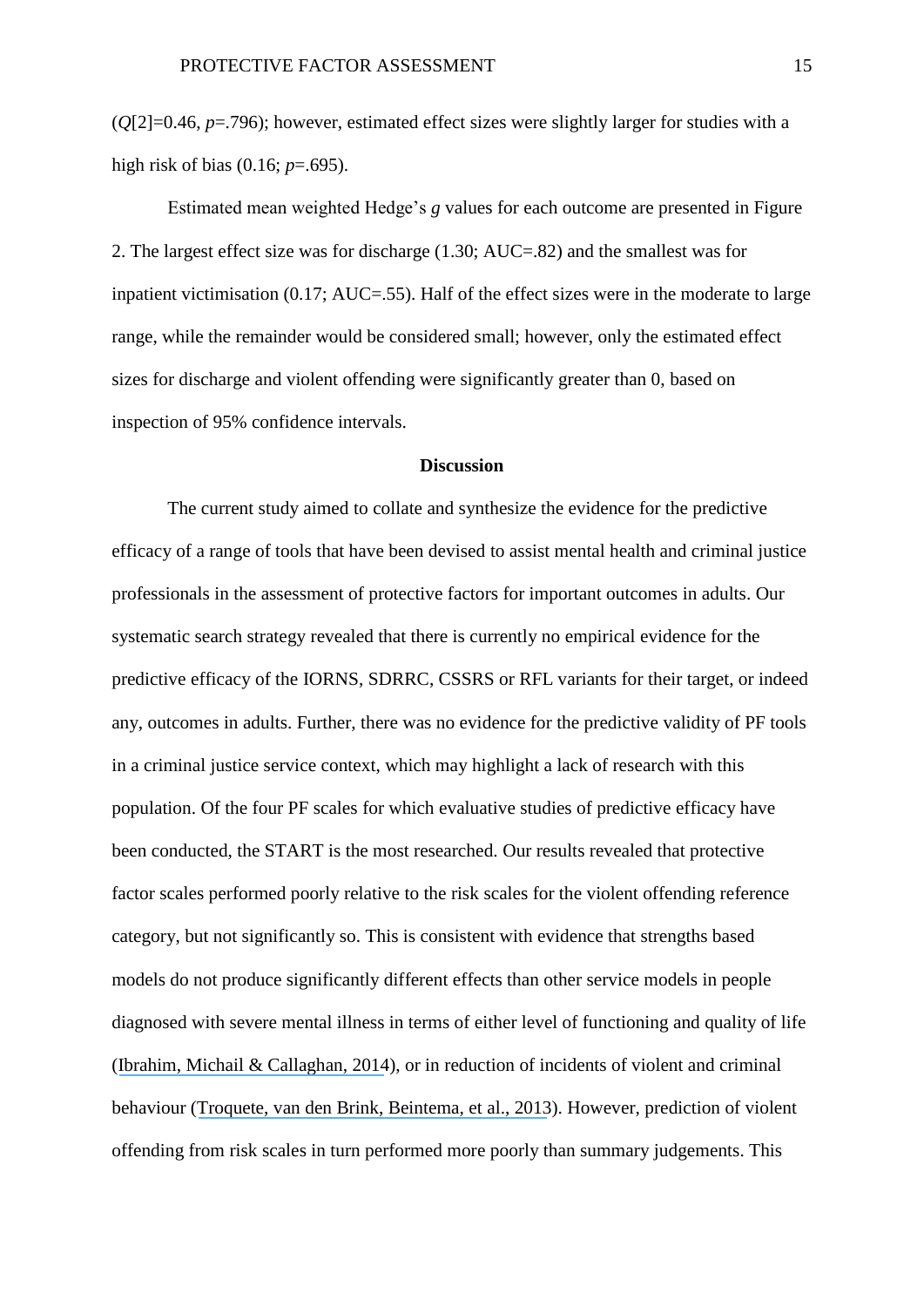($Q$[2]=0.46, $p$=.796); however, estimated effect sizes were slightly larger for studies with a high risk of bias (0.16; $p$=.695).

Estimated mean weighted Hedge's $g$ values for each outcome are presented in Figure 2. The largest effect size was for discharge (1.30; AUC=.82) and the smallest was for inpatient victimisation (0.17; AUC=.55). Half of the effect sizes were in the moderate to large range, while the remainder would be considered small; however, only the estimated effect sizes for discharge and violent offending were significantly greater than 0, based on inspection of 95% confidence intervals.

## Discussion

The current study aimed to collate and synthesize the evidence for the predictive efficacy of a range of tools that have been devised to assist mental health and criminal justice professionals in the assessment of protective factors for important outcomes in adults. Our systematic search strategy revealed that there is currently no empirical evidence for the predictive efficacy of the IORNS, SDRRC, CSSRS or RFL variants for their target, or indeed any, outcomes in adults. Further, there was no evidence for the predictive validity of PF tools in a criminal justice service context, which may highlight a lack of research with this population. Of the four PF scales for which evaluative studies of predictive efficacy have been conducted, the START is the most researched. Our results revealed that protective factor scales performed poorly relative to the risk scales for the violent offending reference category, but not significantly so. This is consistent with evidence that strengths based models do not produce significantly different effects than other service models in people diagnosed with severe mental illness in terms of either level of functioning and quality of life (Ibrahim, Michail & Callaghan, 2014), or in reduction of incidents of violent and criminal behaviour (Troquete, van den Brink, Beintema, et al., 2013). However, prediction of violent offending from risk scales in turn performed more poorly than summary judgements. This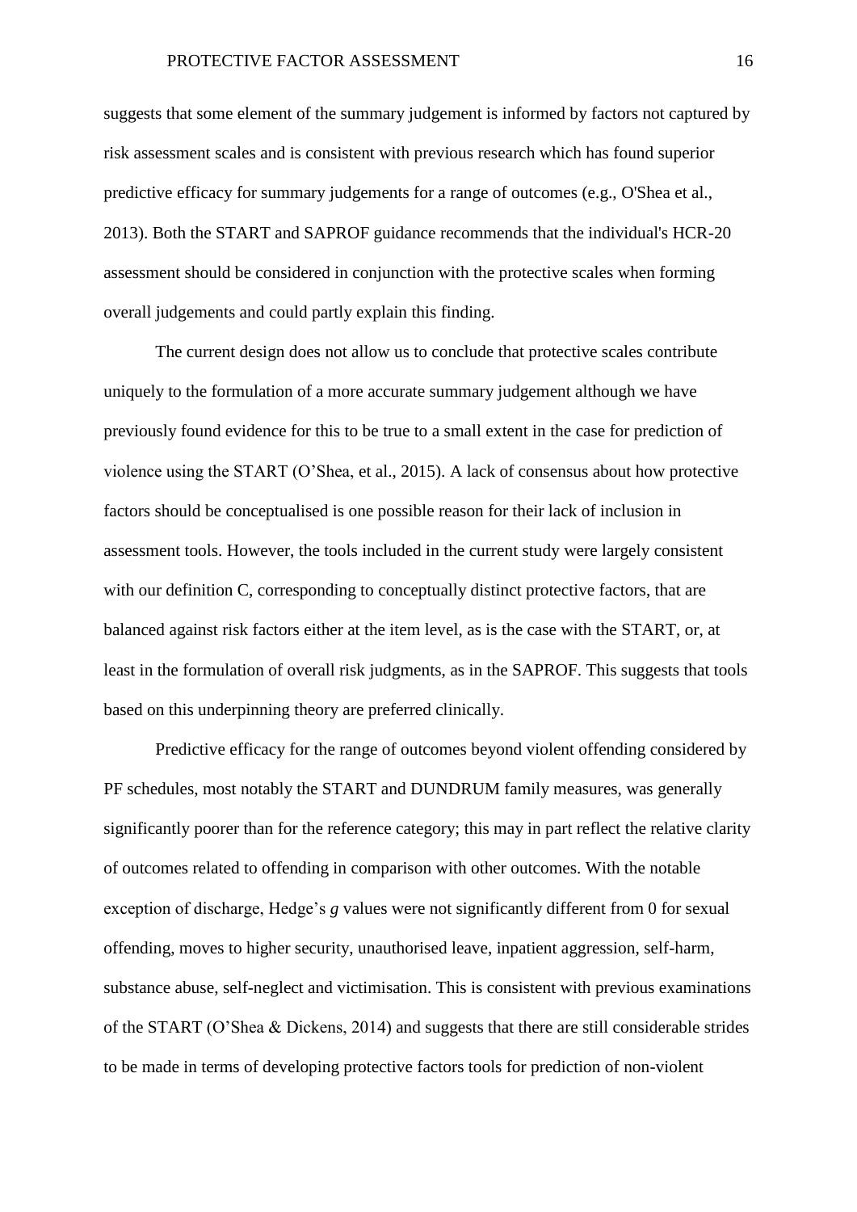suggests that some element of the summary judgement is informed by factors not captured by risk assessment scales and is consistent with previous research which has found superior predictive efficacy for summary judgements for a range of outcomes (e.g., O'Shea et al., 2013). Both the START and SAPROF guidance recommends that the individual's HCR-20 assessment should be considered in conjunction with the protective scales when forming overall judgements and could partly explain this finding.

The current design does not allow us to conclude that protective scales contribute uniquely to the formulation of a more accurate summary judgement although we have previously found evidence for this to be true to a small extent in the case for prediction of violence using the START (O'Shea, et al., 2015). A lack of consensus about how protective factors should be conceptualised is one possible reason for their lack of inclusion in assessment tools. However, the tools included in the current study were largely consistent with our definition C, corresponding to conceptually distinct protective factors, that are balanced against risk factors either at the item level, as is the case with the START, or, at least in the formulation of overall risk judgments, as in the SAPROF. This suggests that tools based on this underpinning theory are preferred clinically.

Predictive efficacy for the range of outcomes beyond violent offending considered by PF schedules, most notably the START and DUNDRUM family measures, was generally significantly poorer than for the reference category; this may in part reflect the relative clarity of outcomes related to offending in comparison with other outcomes. With the notable exception of discharge, Hedge's *g* values were not significantly different from 0 for sexual offending, moves to higher security, unauthorised leave, inpatient aggression, self-harm, substance abuse, self-neglect and victimisation. This is consistent with previous examinations of the START (O'Shea & Dickens, 2014) and suggests that there are still considerable strides to be made in terms of developing protective factors tools for prediction of non-violent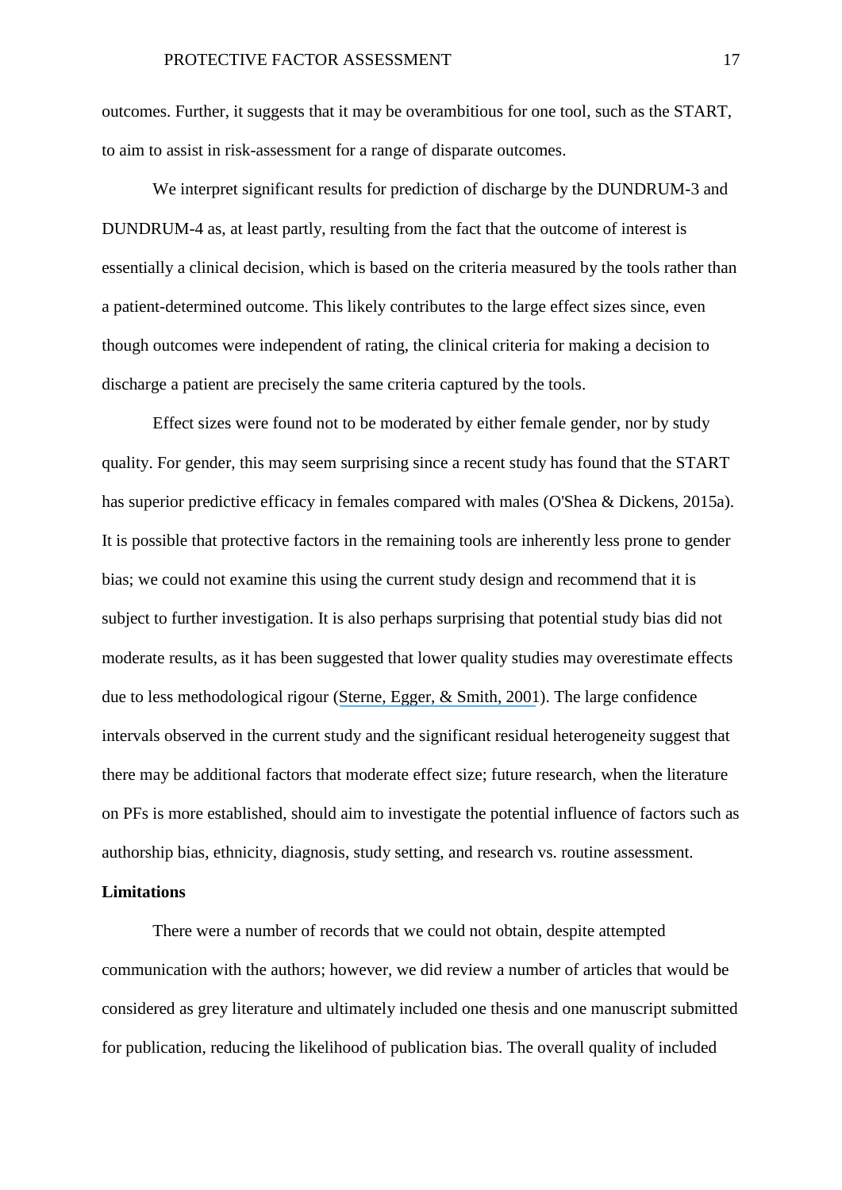outcomes. Further, it suggests that it may be overambitious for one tool, such as the START, to aim to assist in risk-assessment for a range of disparate outcomes.

We interpret significant results for prediction of discharge by the DUNDRUM-3 and DUNDRUM-4 as, at least partly, resulting from the fact that the outcome of interest is essentially a clinical decision, which is based on the criteria measured by the tools rather than a patient-determined outcome. This likely contributes to the large effect sizes since, even though outcomes were independent of rating, the clinical criteria for making a decision to discharge a patient are precisely the same criteria captured by the tools.

Effect sizes were found not to be moderated by either female gender, nor by study quality. For gender, this may seem surprising since a recent study has found that the START has superior predictive efficacy in females compared with males (O'Shea & Dickens, 2015a). It is possible that protective factors in the remaining tools are inherently less prone to gender bias; we could not examine this using the current study design and recommend that it is subject to further investigation. It is also perhaps surprising that potential study bias did not moderate results, as it has been suggested that lower quality studies may overestimate effects due to less methodological rigour (Sterne, Egger, & Smith, 2001). The large confidence intervals observed in the current study and the significant residual heterogeneity suggest that there may be additional factors that moderate effect size; future research, when the literature on PFs is more established, should aim to investigate the potential influence of factors such as authorship bias, ethnicity, diagnosis, study setting, and research vs. routine assessment.

**Limitations**

There were a number of records that we could not obtain, despite attempted communication with the authors; however, we did review a number of articles that would be considered as grey literature and ultimately included one thesis and one manuscript submitted for publication, reducing the likelihood of publication bias. The overall quality of included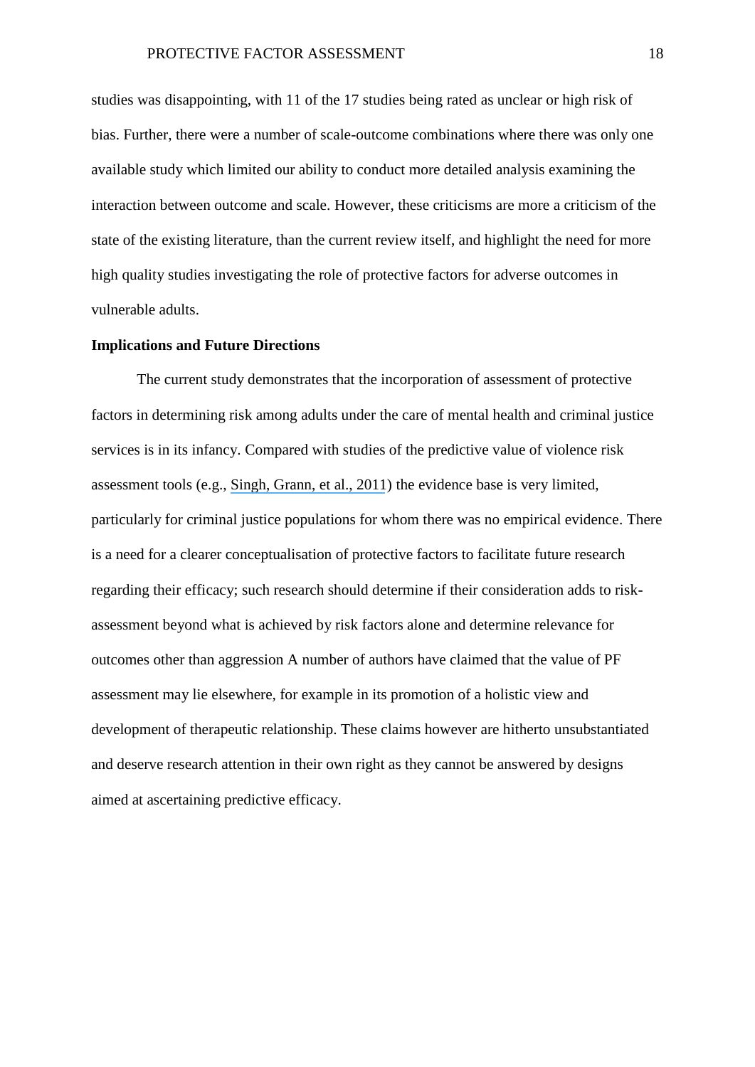studies was disappointing, with 11 of the 17 studies being rated as unclear or high risk of bias. Further, there were a number of scale-outcome combinations where there was only one available study which limited our ability to conduct more detailed analysis examining the interaction between outcome and scale. However, these criticisms are more a criticism of the state of the existing literature, than the current review itself, and highlight the need for more high quality studies investigating the role of protective factors for adverse outcomes in vulnerable adults.

**Implications and Future Directions**

The current study demonstrates that the incorporation of assessment of protective factors in determining risk among adults under the care of mental health and criminal justice services is in its infancy. Compared with studies of the predictive value of violence risk assessment tools (e.g., Singh, Grann, et al., 2011) the evidence base is very limited, particularly for criminal justice populations for whom there was no empirical evidence. There is a need for a clearer conceptualisation of protective factors to facilitate future research regarding their efficacy; such research should determine if their consideration adds to risk-assessment beyond what is achieved by risk factors alone and determine relevance for outcomes other than aggression A number of authors have claimed that the value of PF assessment may lie elsewhere, for example in its promotion of a holistic view and development of therapeutic relationship. These claims however are hitherto unsubstantiated and deserve research attention in their own right as they cannot be answered by designs aimed at ascertaining predictive efficacy.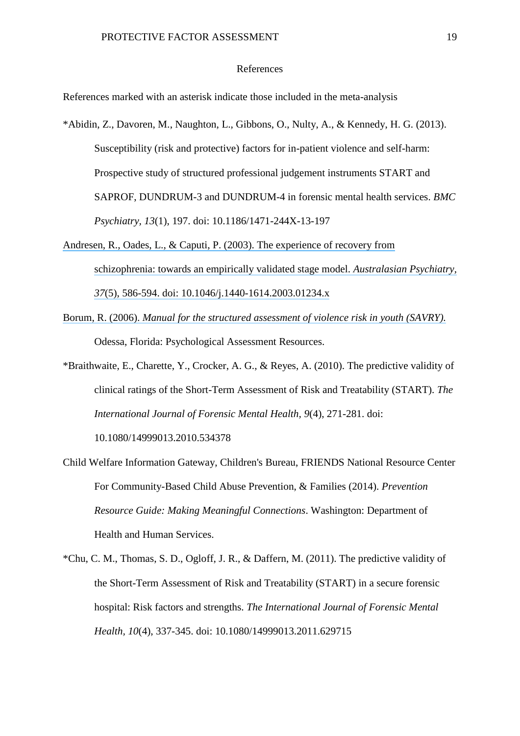# References

References marked with an asterisk indicate those included in the meta-analysis

*Abidin, Z., Davoren, M., Naughton, L., Gibbons, O., Nulty, A., & Kennedy, H. G. (2013). Susceptibility (risk and protective) factors for in-patient violence and self-harm: Prospective study of structured professional judgement instruments START and SAPROF, DUNDRUM-3 and DUNDRUM-4 in forensic mental health services. *BMC Psychiatry, 13*(1), 197. doi: 10.1186/1471-244X-13-197

Andresen, R., Oades, L., & Caputi, P. (2003). The experience of recovery from schizophrenia: towards an empirically validated stage model. *Australasian Psychiatry, 37*(5), 586-594. doi: 10.1046/j.1440-1614.2003.01234.x

Borum, R. (2006). *Manual for the structured assessment of violence risk in youth (SAVRY).* Odessa, Florida: Psychological Assessment Resources.

*Braithwaite, E., Charette, Y., Crocker, A. G., & Reyes, A. (2010). The predictive validity of clinical ratings of the Short-Term Assessment of Risk and Treatability (START). *The International Journal of Forensic Mental Health, 9*(4), 271-281. doi: 10.1080/14999013.2010.534378

Child Welfare Information Gateway, Children's Bureau, FRIENDS National Resource Center For Community-Based Child Abuse Prevention, & Families (2014). *Prevention Resource Guide: Making Meaningful Connections*. Washington: Department of Health and Human Services.

*Chu, C. M., Thomas, S. D., Ogloff, J. R., & Daffern, M. (2011). The predictive validity of the Short-Term Assessment of Risk and Treatability (START) in a secure forensic hospital: Risk factors and strengths. *The International Journal of Forensic Mental Health, 10*(4), 337-345. doi: 10.1080/14999013.2011.629715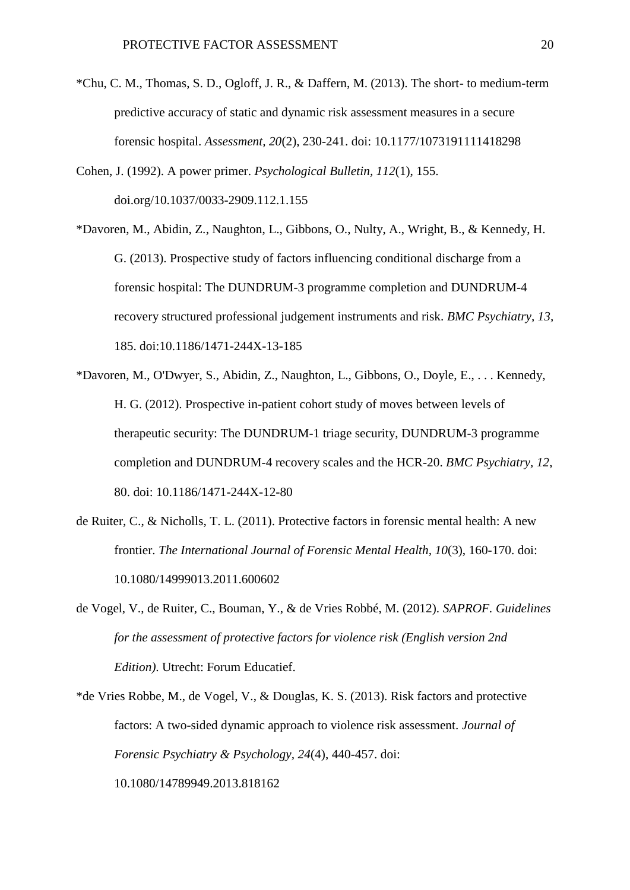*Chu, C. M., Thomas, S. D., Ogloff, J. R., & Daffern, M. (2013). The short- to medium-term predictive accuracy of static and dynamic risk assessment measures in a secure forensic hospital. *Assessment, 20*(2), 230-241. doi: 10.1177/1073191111418298

Cohen, J. (1992). A power primer. *Psychological Bulletin, 112*(1), 155. doi.org/10.1037/0033-2909.112.1.155

*Davoren, M., Abidin, Z., Naughton, L., Gibbons, O., Nulty, A., Wright, B., & Kennedy, H. G. (2013). Prospective study of factors influencing conditional discharge from a forensic hospital: The DUNDRUM-3 programme completion and DUNDRUM-4 recovery structured professional judgement instruments and risk. *BMC Psychiatry, 13*, 185. doi:10.1186/1471-244X-13-185

*Davoren, M., O'Dwyer, S., Abidin, Z., Naughton, L., Gibbons, O., Doyle, E., . . . Kennedy, H. G. (2012). Prospective in-patient cohort study of moves between levels of therapeutic security: The DUNDRUM-1 triage security, DUNDRUM-3 programme completion and DUNDRUM-4 recovery scales and the HCR-20. *BMC Psychiatry, 12*, 80. doi: 10.1186/1471-244X-12-80

de Ruiter, C., & Nicholls, T. L. (2011). Protective factors in forensic mental health: A new frontier. *The International Journal of Forensic Mental Health, 10*(3), 160-170. doi: 10.1080/14999013.2011.600602

de Vogel, V., de Ruiter, C., Bouman, Y., & de Vries Robbé, M. (2012). *SAPROF. Guidelines for the assessment of protective factors for violence risk (English version 2nd Edition).* Utrecht: Forum Educatief.

*de Vries Robbe, M., de Vogel, V., & Douglas, K. S. (2013). Risk factors and protective factors: A two-sided dynamic approach to violence risk assessment. *Journal of Forensic Psychiatry & Psychology, 24*(4), 440-457. doi: 10.1080/14789949.2013.818162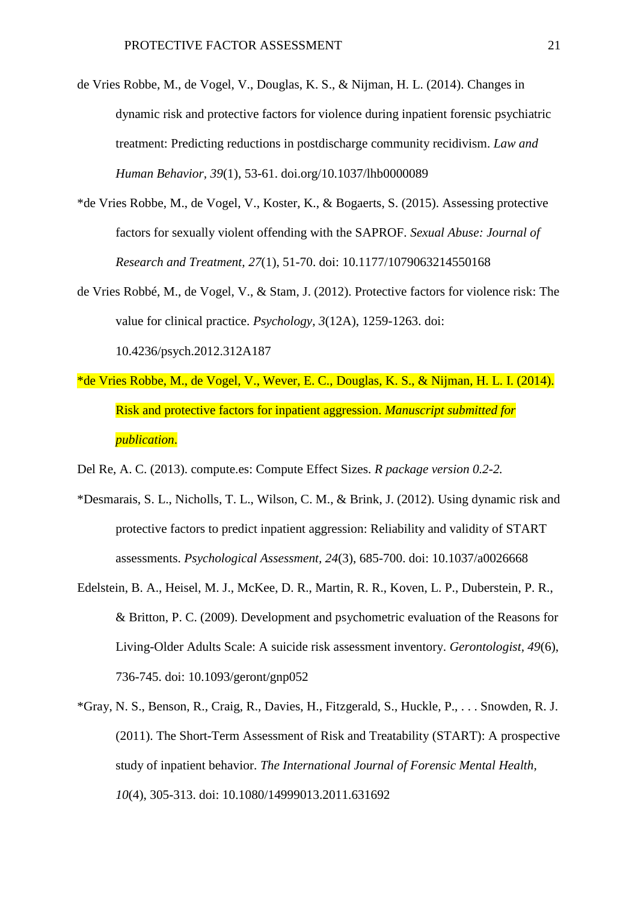de Vries Robbe, M., de Vogel, V., Douglas, K. S., & Nijman, H. L. (2014). Changes in dynamic risk and protective factors for violence during inpatient forensic psychiatric treatment: Predicting reductions in postdischarge community recidivism. *Law and Human Behavior, 39*(1), 53-61. doi.org/10.1037/lhb0000089

*de Vries Robbe, M., de Vogel, V., Koster, K., & Bogaerts, S. (2015). Assessing protective factors for sexually violent offending with the SAPROF. *Sexual Abuse: Journal of Research and Treatment, 27*(1), 51-70. doi: 10.1177/1079063214550168

de Vries Robbé, M., de Vogel, V., & Stam, J. (2012). Protective factors for violence risk: The value for clinical practice. *Psychology, 3*(12A), 1259-1263. doi: 10.4236/psych.2012.312A187

*de Vries Robbe, M., de Vogel, V., Wever, E. C., Douglas, K. S., & Nijman, H. L. I. (2014). Risk and protective factors for inpatient aggression. *Manuscript submitted for publication*.

Del Re, A. C. (2013). compute.es: Compute Effect Sizes. *R package version 0.2-2.*

*Desmarais, S. L., Nicholls, T. L., Wilson, C. M., & Brink, J. (2012). Using dynamic risk and protective factors to predict inpatient aggression: Reliability and validity of START assessments. *Psychological Assessment, 24*(3), 685-700. doi: 10.1037/a0026668

Edelstein, B. A., Heisel, M. J., McKee, D. R., Martin, R. R., Koven, L. P., Duberstein, P. R., & Britton, P. C. (2009). Development and psychometric evaluation of the Reasons for Living-Older Adults Scale: A suicide risk assessment inventory. *Gerontologist, 49*(6), 736-745. doi: 10.1093/geront/gnp052

*Gray, N. S., Benson, R., Craig, R., Davies, H., Fitzgerald, S., Huckle, P., . . . Snowden, R. J. (2011). The Short-Term Assessment of Risk and Treatability (START): A prospective study of inpatient behavior. *The International Journal of Forensic Mental Health, 10*(4), 305-313. doi: 10.1080/14999013.2011.631692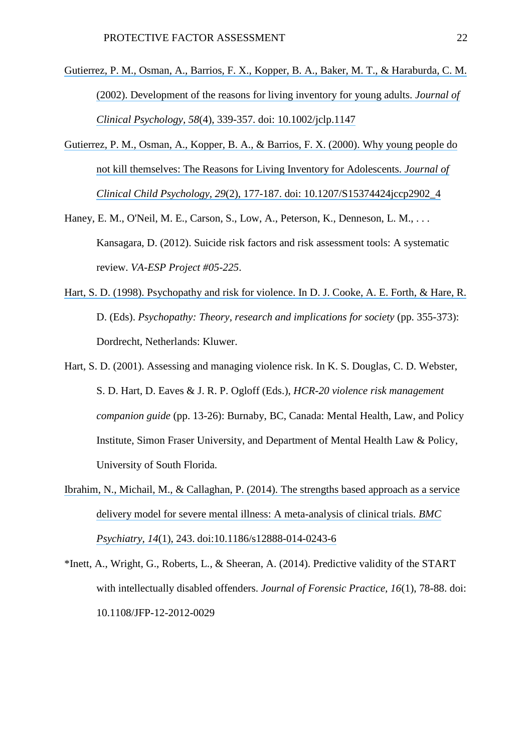Gutierrez, P. M., Osman, A., Barrios, F. X., Kopper, B. A., Baker, M. T., & Haraburda, C. M. (2002). Development of the reasons for living inventory for young adults. *Journal of Clinical Psychology, 58*(4), 339-357. doi: 10.1002/jclp.1147

Gutierrez, P. M., Osman, A., Kopper, B. A., & Barrios, F. X. (2000). Why young people do not kill themselves: The Reasons for Living Inventory for Adolescents. *Journal of Clinical Child Psychology, 29*(2), 177-187. doi: 10.1207/S15374424jccp2902_4

Haney, E. M., O'Neil, M. E., Carson, S., Low, A., Peterson, K., Denneson, L. M., . . . Kansagara, D. (2012). Suicide risk factors and risk assessment tools: A systematic review. *VA-ESP Project #05-225*.

Hart, S. D. (1998). Psychopathy and risk for violence. In D. J. Cooke, A. E. Forth, & Hare, R. D. (Eds). *Psychopathy: Theory, research and implications for society* (pp. 355-373): Dordrecht, Netherlands: Kluwer.

Hart, S. D. (2001). Assessing and managing violence risk. In K. S. Douglas, C. D. Webster, S. D. Hart, D. Eaves & J. R. P. Ogloff (Eds.), *HCR-20 violence risk management companion guide* (pp. 13-26): Burnaby, BC, Canada: Mental Health, Law, and Policy Institute, Simon Fraser University, and Department of Mental Health Law & Policy, University of South Florida.

Ibrahim, N., Michail, M., & Callaghan, P. (2014). The strengths based approach as a service delivery model for severe mental illness: A meta-analysis of clinical trials. *BMC Psychiatry, 14*(1), 243. doi:10.1186/s12888-014-0243-6

*Inett, A., Wright, G., Roberts, L., & Sheeran, A. (2014). Predictive validity of the START with intellectually disabled offenders. *Journal of Forensic Practice, 16*(1), 78-88. doi: 10.1108/JFP-12-2012-0029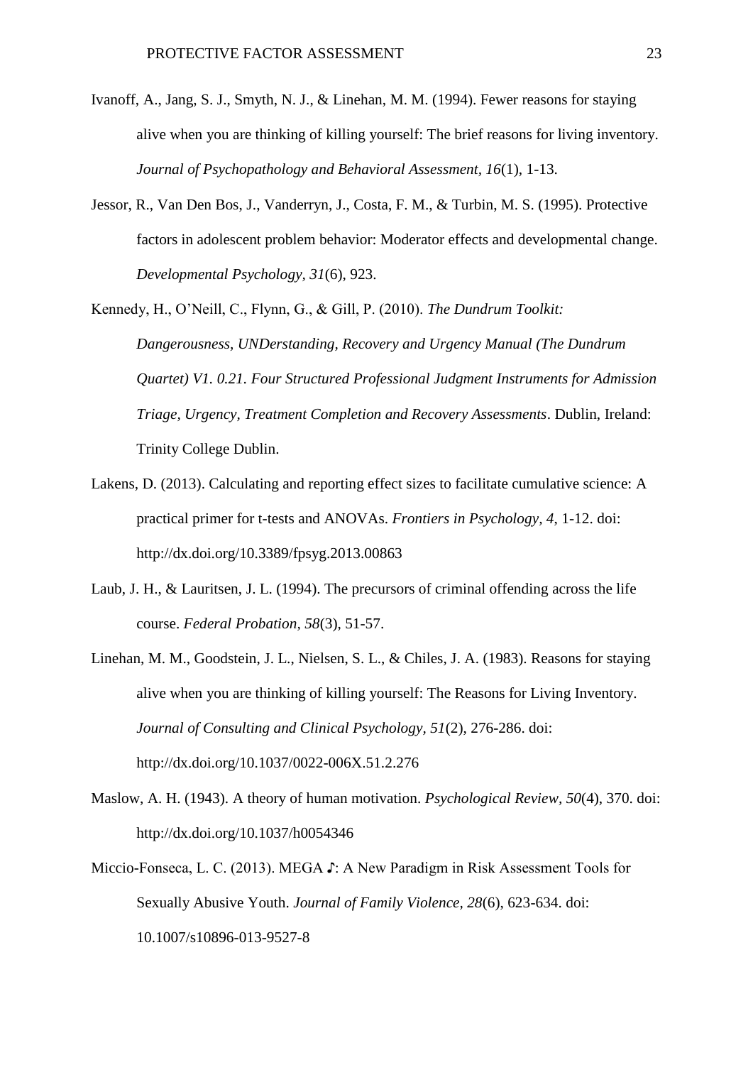Ivanoff, A., Jang, S. J., Smyth, N. J., & Linehan, M. M. (1994). Fewer reasons for staying alive when you are thinking of killing yourself: The brief reasons for living inventory. *Journal of Psychopathology and Behavioral Assessment, 16*(1), 1-13.

Jessor, R., Van Den Bos, J., Vanderryn, J., Costa, F. M., & Turbin, M. S. (1995). Protective factors in adolescent problem behavior: Moderator effects and developmental change. *Developmental Psychology, 31*(6), 923.

Kennedy, H., O'Neill, C., Flynn, G., & Gill, P. (2010). *The Dundrum Toolkit: Dangerousness, UNDerstanding, Recovery and Urgency Manual (The Dundrum Quartet) V1. 0.21. Four Structured Professional Judgment Instruments for Admission Triage, Urgency, Treatment Completion and Recovery Assessments*. Dublin, Ireland: Trinity College Dublin.

Lakens, D. (2013). Calculating and reporting effect sizes to facilitate cumulative science: A practical primer for t-tests and ANOVAs. *Frontiers in Psychology, 4*, 1-12. doi: http://dx.doi.org/10.3389/fpsyg.2013.00863

Laub, J. H., & Lauritsen, J. L. (1994). The precursors of criminal offending across the life course. *Federal Probation, 58*(3), 51-57.

Linehan, M. M., Goodstein, J. L., Nielsen, S. L., & Chiles, J. A. (1983). Reasons for staying alive when you are thinking of killing yourself: The Reasons for Living Inventory. *Journal of Consulting and Clinical Psychology, 51*(2), 276-286. doi: http://dx.doi.org/10.1037/0022-006X.51.2.276

Maslow, A. H. (1943). A theory of human motivation. *Psychological Review, 50*(4), 370. doi: http://dx.doi.org/10.1037/h0054346

Miccio-Fonseca, L. C. (2013). MEGA ♪: A New Paradigm in Risk Assessment Tools for Sexually Abusive Youth. *Journal of Family Violence, 28*(6), 623-634. doi: 10.1007/s10896-013-9527-8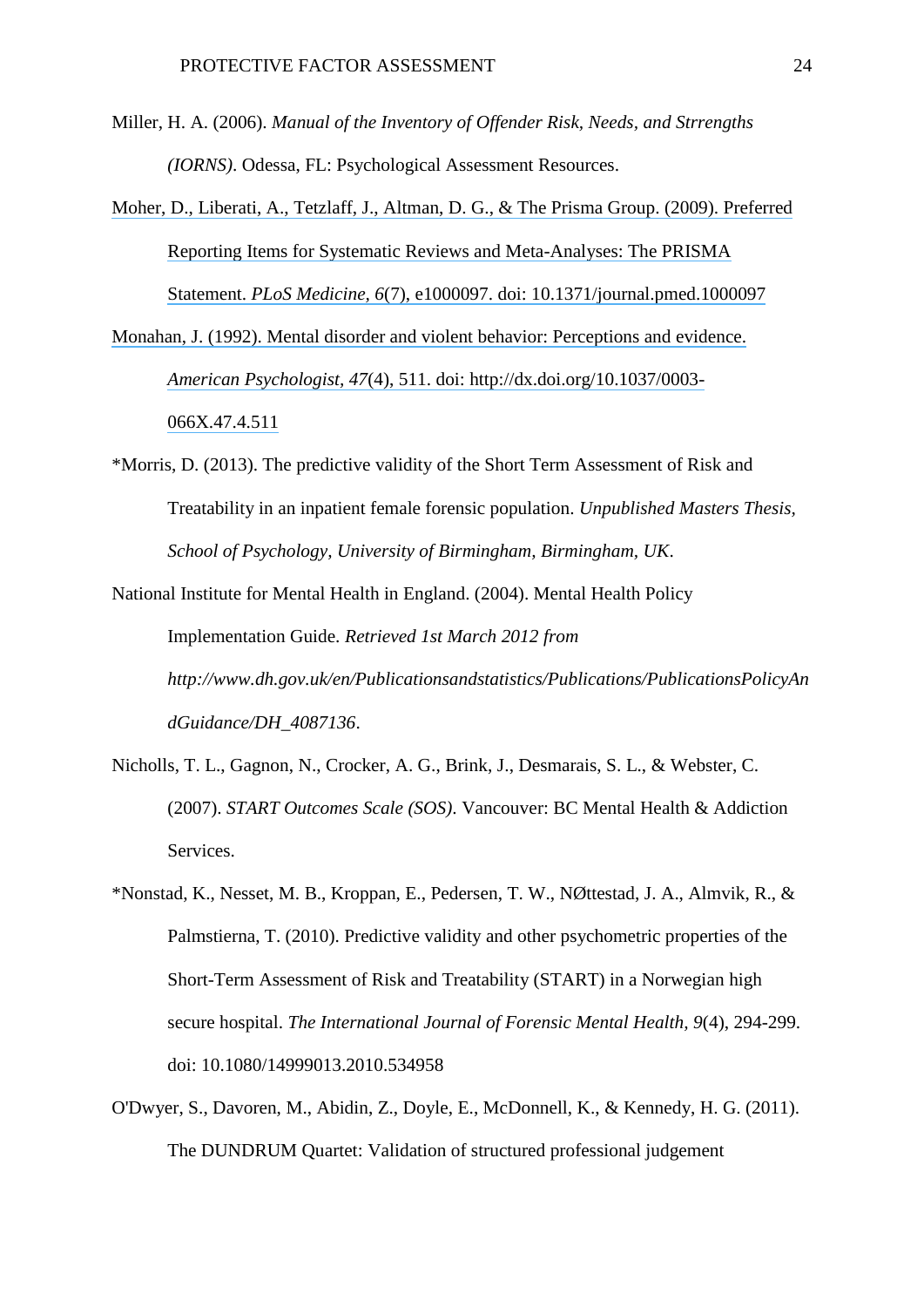Miller, H. A. (2006). *Manual of the Inventory of Offender Risk, Needs, and Strrengths (IORNS)*. Odessa, FL: Psychological Assessment Resources.

Moher, D., Liberati, A., Tetzlaff, J., Altman, D. G., & The Prisma Group. (2009). Preferred Reporting Items for Systematic Reviews and Meta-Analyses: The PRISMA Statement. *PLoS Medicine, 6*(7), e1000097. doi: 10.1371/journal.pmed.1000097

Monahan, J. (1992). Mental disorder and violent behavior: Perceptions and evidence. *American Psychologist, 47*(4), 511. doi: http://dx.doi.org/10.1037/0003-066X.47.4.511

*Morris, D. (2013). The predictive validity of the Short Term Assessment of Risk and Treatability in an inpatient female forensic population. *Unpublished Masters Thesis, School of Psychology, University of Birmingham, Birmingham, UK*.

National Institute for Mental Health in England. (2004). Mental Health Policy Implementation Guide. *Retrieved 1st March 2012 from http://www.dh.gov.uk/en/Publicationsandstatistics/Publications/PublicationsPolicyAndGuidance/DH_4087136*.

Nicholls, T. L., Gagnon, N., Crocker, A. G., Brink, J., Desmarais, S. L., & Webster, C. (2007). *START Outcomes Scale (SOS)*. Vancouver: BC Mental Health & Addiction Services.

*Nonstad, K., Nesset, M. B., Kroppan, E., Pedersen, T. W., NØttestad, J. A., Almvik, R., & Palmstierna, T. (2010). Predictive validity and other psychometric properties of the Short-Term Assessment of Risk and Treatability (START) in a Norwegian high secure hospital. *The International Journal of Forensic Mental Health, 9*(4), 294-299. doi: 10.1080/14999013.2010.534958

O'Dwyer, S., Davoren, M., Abidin, Z., Doyle, E., McDonnell, K., & Kennedy, H. G. (2011). The DUNDRUM Quartet: Validation of structured professional judgement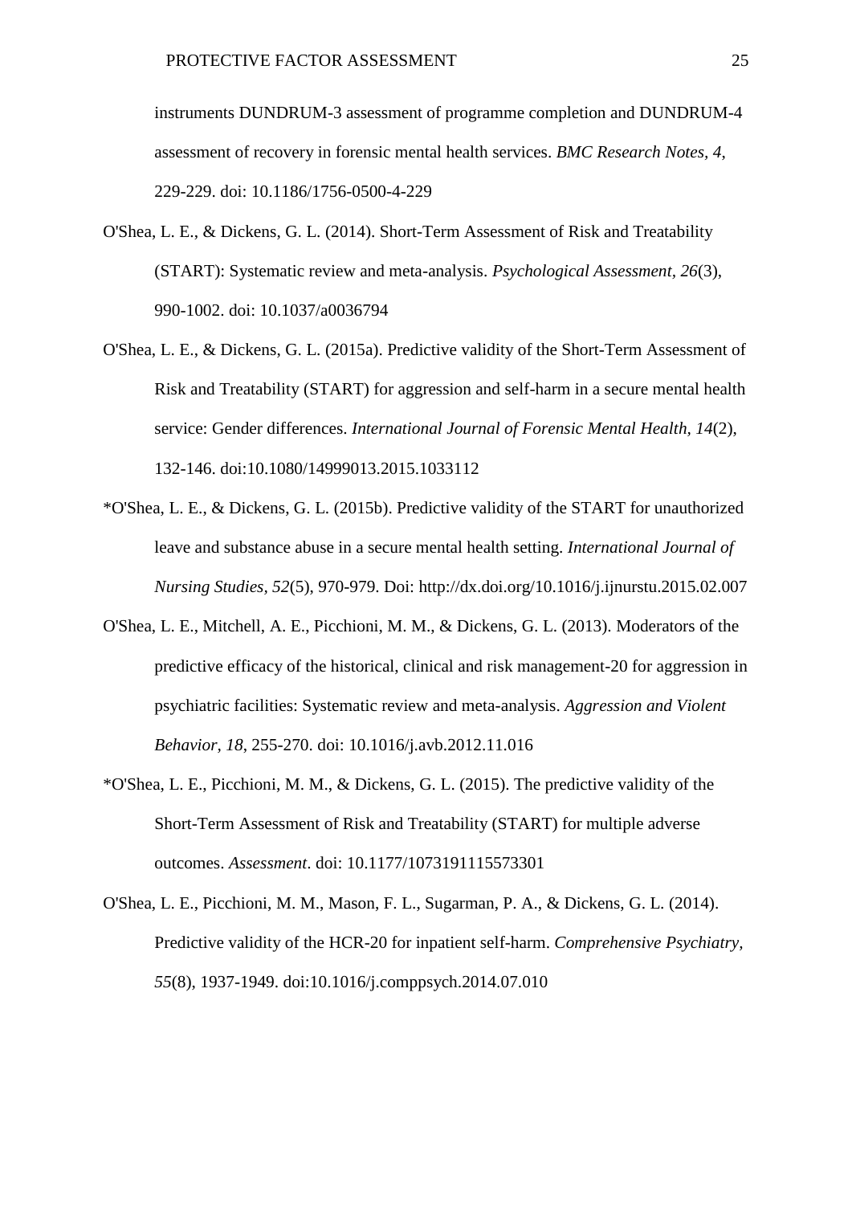instruments DUNDRUM-3 assessment of programme completion and DUNDRUM-4 assessment of recovery in forensic mental health services. *BMC Research Notes, 4*, 229-229. doi: 10.1186/1756-0500-4-229

O'Shea, L. E., & Dickens, G. L. (2014). Short-Term Assessment of Risk and Treatability (START): Systematic review and meta-analysis. *Psychological Assessment, 26*(3), 990-1002. doi: 10.1037/a0036794

O'Shea, L. E., & Dickens, G. L. (2015a). Predictive validity of the Short-Term Assessment of Risk and Treatability (START) for aggression and self-harm in a secure mental health service: Gender differences. *International Journal of Forensic Mental Health, 14*(2), 132-146. doi:10.1080/14999013.2015.1033112

*O'Shea, L. E., & Dickens, G. L. (2015b). Predictive validity of the START for unauthorized leave and substance abuse in a secure mental health setting. *International Journal of Nursing Studies, 52*(5), 970-979. Doi: http://dx.doi.org/10.1016/j.ijnurstu.2015.02.007

O'Shea, L. E., Mitchell, A. E., Picchioni, M. M., & Dickens, G. L. (2013). Moderators of the predictive efficacy of the historical, clinical and risk management-20 for aggression in psychiatric facilities: Systematic review and meta-analysis. *Aggression and Violent Behavior, 18*, 255-270. doi: 10.1016/j.avb.2012.11.016

*O'Shea, L. E., Picchioni, M. M., & Dickens, G. L. (2015). The predictive validity of the Short-Term Assessment of Risk and Treatability (START) for multiple adverse outcomes. *Assessment*. doi: 10.1177/1073191115573301

O'Shea, L. E., Picchioni, M. M., Mason, F. L., Sugarman, P. A., & Dickens, G. L. (2014). Predictive validity of the HCR-20 for inpatient self-harm. *Comprehensive Psychiatry, 55*(8), 1937-1949. doi:10.1016/j.comppsych.2014.07.010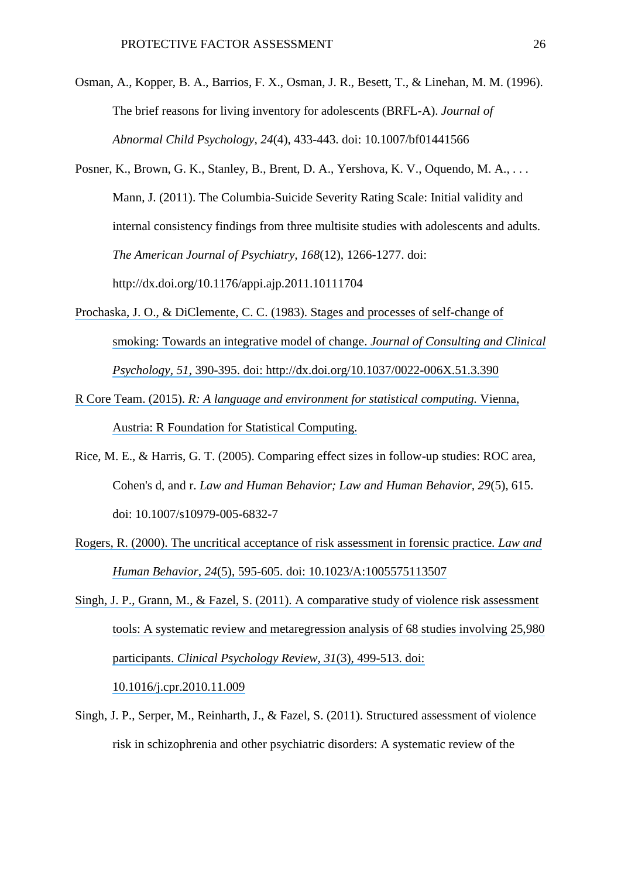Osman, A., Kopper, B. A., Barrios, F. X., Osman, J. R., Besett, T., & Linehan, M. M. (1996). The brief reasons for living inventory for adolescents (BRFL-A). *Journal of Abnormal Child Psychology, 24*(4), 433-443. doi: 10.1007/bf01441566

Posner, K., Brown, G. K., Stanley, B., Brent, D. A., Yershova, K. V., Oquendo, M. A., . . . Mann, J. (2011). The Columbia-Suicide Severity Rating Scale: Initial validity and internal consistency findings from three multisite studies with adolescents and adults. *The American Journal of Psychiatry, 168*(12), 1266-1277. doi: http://dx.doi.org/10.1176/appi.ajp.2011.10111704

Prochaska, J. O., & DiClemente, C. C. (1983). Stages and processes of self-change of smoking: Towards an integrative model of change. *Journal of Consulting and Clinical Psychology, 51*, 390-395. doi: http://dx.doi.org/10.1037/0022-006X.51.3.390

R Core Team. (2015). *R: A language and environment for statistical computing.* Vienna, Austria: R Foundation for Statistical Computing.

Rice, M. E., & Harris, G. T. (2005). Comparing effect sizes in follow-up studies: ROC area, Cohen's d, and r. *Law and Human Behavior; Law and Human Behavior, 29*(5), 615. doi: 10.1007/s10979-005-6832-7

Rogers, R. (2000). The uncritical acceptance of risk assessment in forensic practice. *Law and Human Behavior, 24*(5), 595-605. doi: 10.1023/A:1005575113507

Singh, J. P., Grann, M., & Fazel, S. (2011). A comparative study of violence risk assessment tools: A systematic review and metaregression analysis of 68 studies involving 25,980 participants. *Clinical Psychology Review, 31*(3), 499-513. doi: 10.1016/j.cpr.2010.11.009

Singh, J. P., Serper, M., Reinharth, J., & Fazel, S. (2011). Structured assessment of violence risk in schizophrenia and other psychiatric disorders: A systematic review of the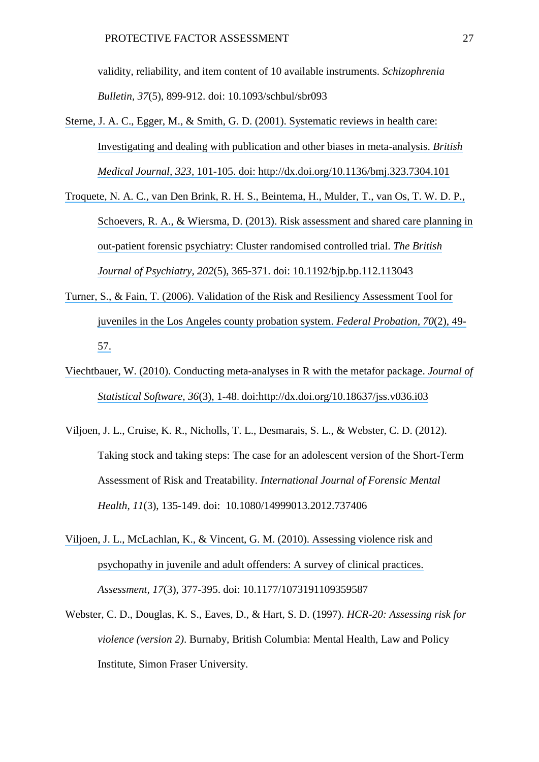validity, reliability, and item content of 10 available instruments. *Schizophrenia Bulletin, 37*(5), 899-912. doi: 10.1093/schbul/sbr093

Sterne, J. A. C., Egger, M., & Smith, G. D. (2001). Systematic reviews in health care: Investigating and dealing with publication and other biases in meta-analysis. *British Medical Journal, 323*, 101-105. doi: http://dx.doi.org/10.1136/bmj.323.7304.101

Troquete, N. A. C., van Den Brink, R. H. S., Beintema, H., Mulder, T., van Os, T. W. D. P., Schoevers, R. A., & Wiersma, D. (2013). Risk assessment and shared care planning in out-patient forensic psychiatry: Cluster randomised controlled trial. *The British Journal of Psychiatry, 202*(5), 365-371. doi: 10.1192/bjp.bp.112.113043

Turner, S., & Fain, T. (2006). Validation of the Risk and Resiliency Assessment Tool for juveniles in the Los Angeles county probation system. *Federal Probation, 70*(2), 49-57.

Viechtbauer, W. (2010). Conducting meta-analyses in R with the metafor package. *Journal of Statistical Software, 36*(3), 1-48. doi:http://dx.doi.org/10.18637/jss.v036.i03

Viljoen, J. L., Cruise, K. R., Nicholls, T. L., Desmarais, S. L., & Webster, C. D. (2012). Taking stock and taking steps: The case for an adolescent version of the Short-Term Assessment of Risk and Treatability. *International Journal of Forensic Mental Health, 11*(3), 135-149. doi: 10.1080/14999013.2012.737406

Viljoen, J. L., McLachlan, K., & Vincent, G. M. (2010). Assessing violence risk and psychopathy in juvenile and adult offenders: A survey of clinical practices. *Assessment, 17*(3), 377-395. doi: 10.1177/1073191109359587

Webster, C. D., Douglas, K. S., Eaves, D., & Hart, S. D. (1997). *HCR-20: Assessing risk for violence (version 2)*. Burnaby, British Columbia: Mental Health, Law and Policy Institute, Simon Fraser University.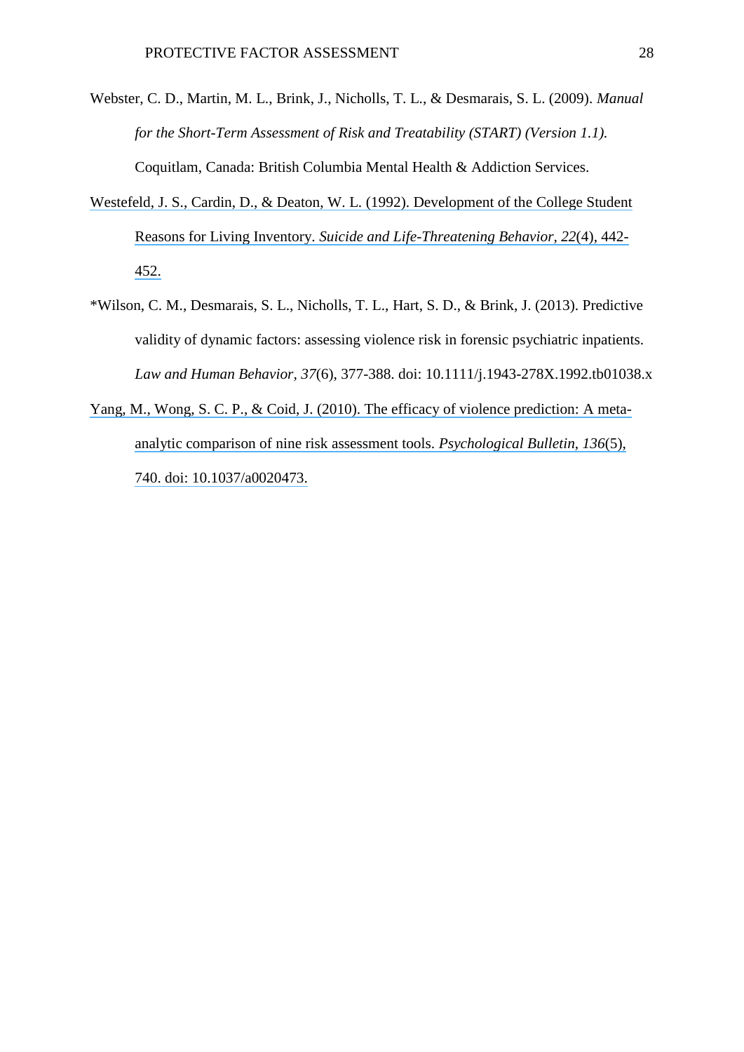Webster, C. D., Martin, M. L., Brink, J., Nicholls, T. L., & Desmarais, S. L. (2009). *Manual for the Short-Term Assessment of Risk and Treatability (START) (Version 1.1).* Coquitlam, Canada: British Columbia Mental Health & Addiction Services.

Westefeld, J. S., Cardin, D., & Deaton, W. L. (1992). Development of the College Student Reasons for Living Inventory. *Suicide and Life-Threatening Behavior, 22*(4), 442-452.

*Wilson, C. M., Desmarais, S. L., Nicholls, T. L., Hart, S. D., & Brink, J. (2013). Predictive validity of dynamic factors: assessing violence risk in forensic psychiatric inpatients. *Law and Human Behavior*, *37*(6), 377-388. doi: 10.1111/j.1943-278X.1992.tb01038.x

Yang, M., Wong, S. C. P., & Coid, J. (2010). The efficacy of violence prediction: A meta-analytic comparison of nine risk assessment tools. *Psychological Bulletin, 136*(5), 740. doi: 10.1037/a0020473.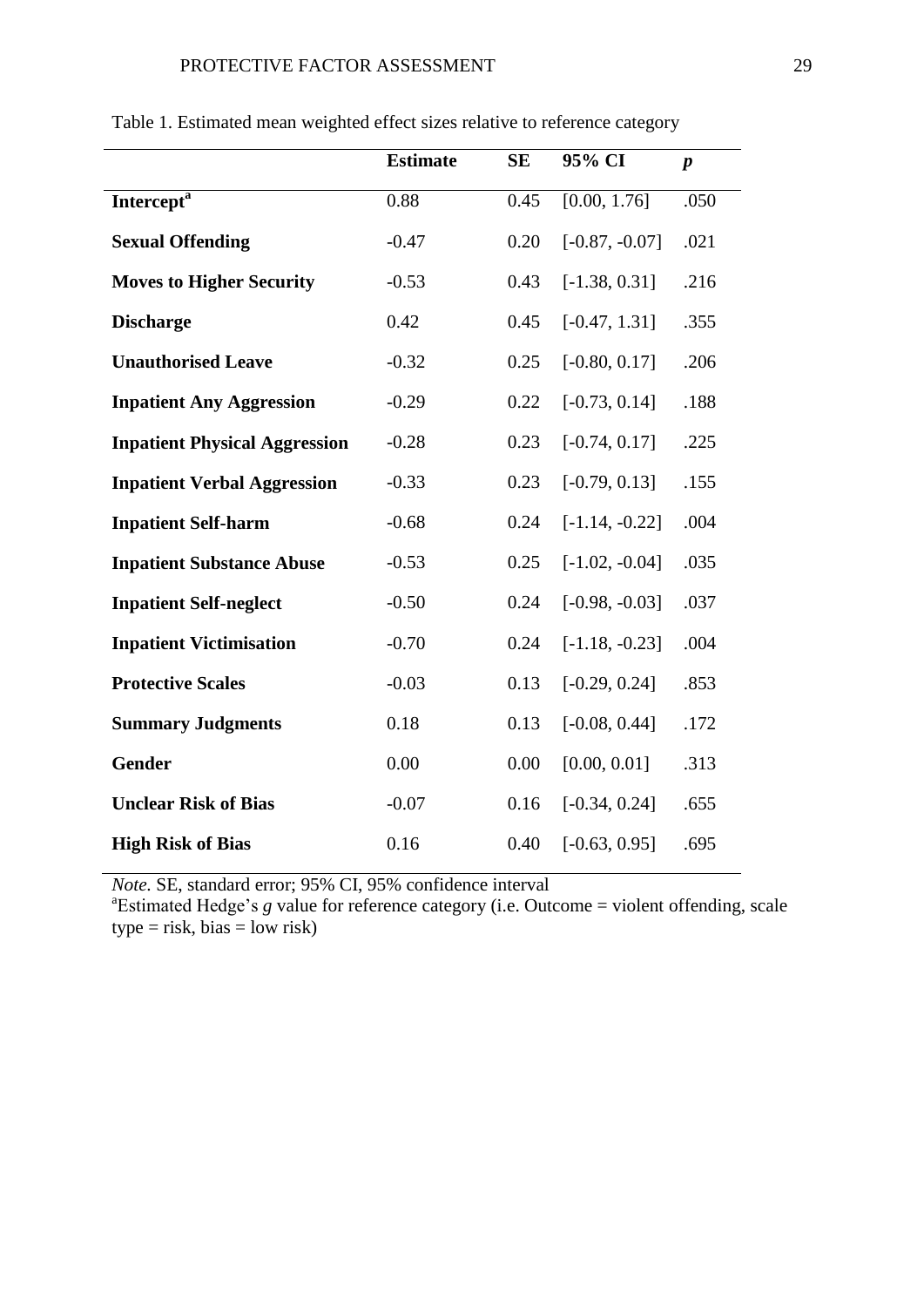Table 1. Estimated mean weighted effect sizes relative to reference category

| | **Estimate** | **SE** | **95% CI** | ***p*** |
|---|---|---|---|---|
| **Intercept**[a] | 0.88 | 0.45 | [0.00, 1.76] | .050 |
| **Sexual Offending** | -0.47 | 0.20 | [-0.87, -0.07] | .021 |
| **Moves to Higher Security** | -0.53 | 0.43 | [-1.38, 0.31] | .216 |
| **Discharge** | 0.42 | 0.45 | [-0.47, 1.31] | .355 |
| **Unauthorised Leave** | -0.32 | 0.25 | [-0.80, 0.17] | .206 |
| **Inpatient Any Aggression** | -0.29 | 0.22 | [-0.73, 0.14] | .188 |
| **Inpatient Physical Aggression** | -0.28 | 0.23 | [-0.74, 0.17] | .225 |
| **Inpatient Verbal Aggression** | -0.33 | 0.23 | [-0.79, 0.13] | .155 |
| **Inpatient Self-harm** | -0.68 | 0.24 | [-1.14, -0.22] | .004 |
| **Inpatient Substance Abuse** | -0.53 | 0.25 | [-1.02, -0.04] | .035 |
| **Inpatient Self-neglect** | -0.50 | 0.24 | [-0.98, -0.03] | .037 |
| **Inpatient Victimisation** | -0.70 | 0.24 | [-1.18, -0.23] | .004 |
| **Protective Scales** | -0.03 | 0.13 | [-0.29, 0.24] | .853 |
| **Summary Judgments** | 0.18 | 0.13 | [-0.08, 0.44] | .172 |
| **Gender** | 0.00 | 0.00 | [0.00, 0.01] | .313 |
| **Unclear Risk of Bias** | -0.07 | 0.16 | [-0.34, 0.24] | .655 |
| **High Risk of Bias** | 0.16 | 0.40 | [-0.63, 0.95] | .695 |

*Note.* SE, standard error; 95% CI, 95% confidence interval

[a]Estimated Hedge's *g* value for reference category (i.e. Outcome = violent offending, scale type = risk, bias = low risk)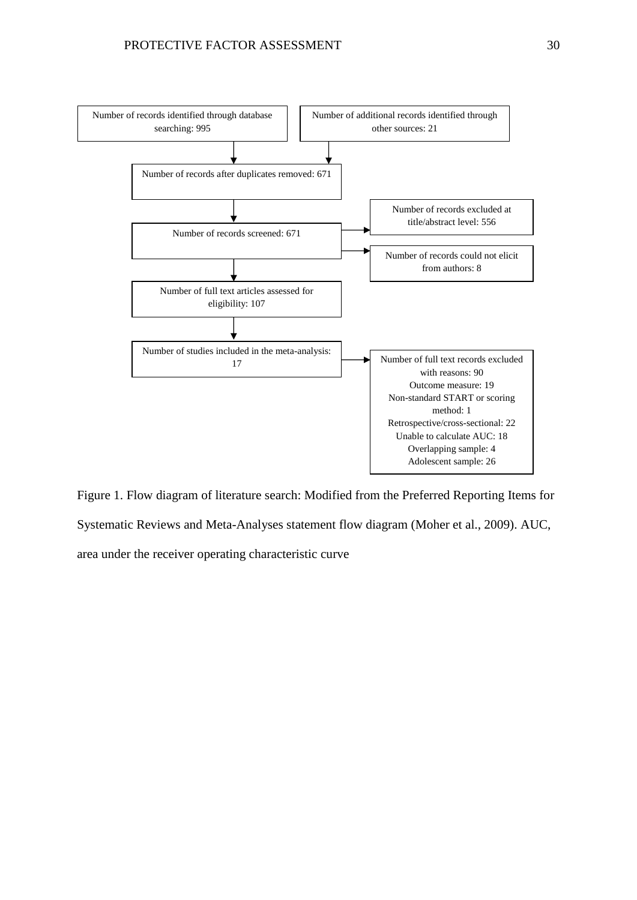Number of records identified through database searching: 995

Number of additional records identified through other sources: 21

Number of records after duplicates removed: 671

Number of records screened: 671

Number of records excluded at title/abstract level: 556

Number of records could not elicit from authors: 8

Number of full text articles assessed for eligibility: 107

Number of studies included in the meta-analysis: 17

Number of full text records excluded with reasons: 90
Outcome measure: 19
Non-standard START or scoring method: 1
Retrospective/cross-sectional: 22
Unable to calculate AUC: 18
Overlapping sample: 4
Adolescent sample: 26

Figure 1. Flow diagram of literature search: Modified from the Preferred Reporting Items for Systematic Reviews and Meta-Analyses statement flow diagram (Moher et al., 2009). AUC, area under the receiver operating characteristic curve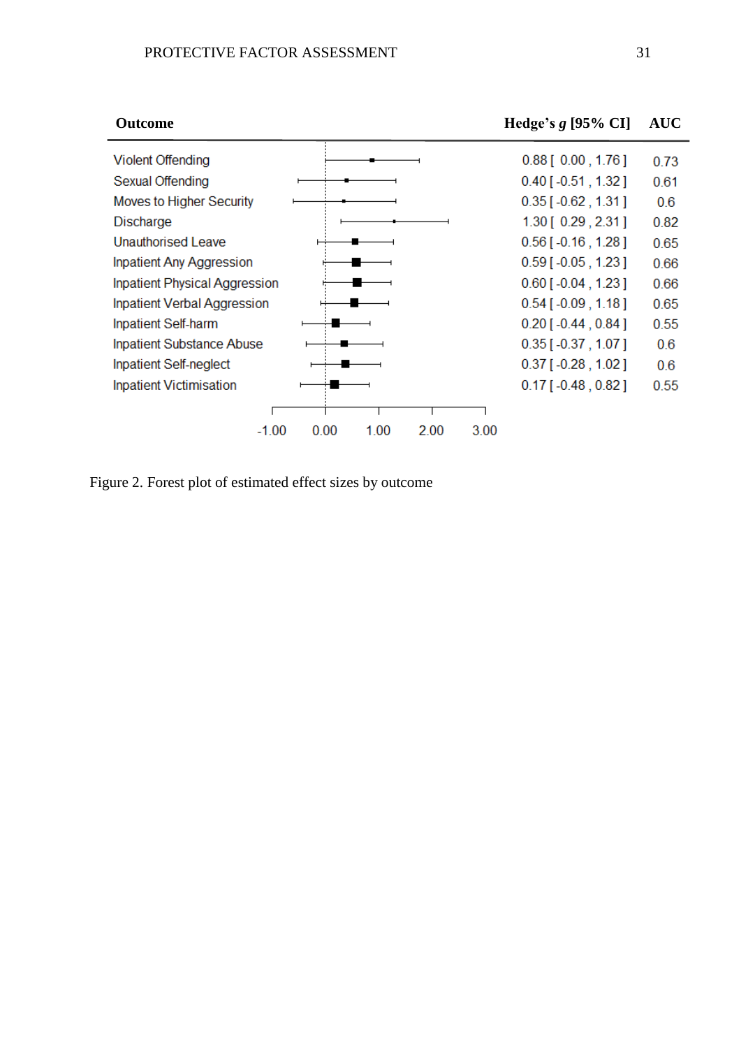| Outcome | Hedge's *g* [95% CI] | AUC |
|---|---|---|
| Violent Offending | 0.88 [ 0.00 , 1.76 ] | 0.73 |
| Sexual Offending | 0.40 [ -0.51 , 1.32 ] | 0.61 |
| Moves to Higher Security | 0.35 [ -0.62 , 1.31 ] | 0.6 |
| Discharge | 1.30 [ 0.29 , 2.31 ] | 0.82 |
| Unauthorised Leave | 0.56 [ -0.16 , 1.28 ] | 0.65 |
| Inpatient Any Aggression | 0.59 [ -0.05 , 1.23 ] | 0.66 |
| Inpatient Physical Aggression | 0.60 [ -0.04 , 1.23 ] | 0.66 |
| Inpatient Verbal Aggression | 0.54 [ -0.09 , 1.18 ] | 0.65 |
| Inpatient Self-harm | 0.20 [ -0.44 , 0.84 ] | 0.55 |
| Inpatient Substance Abuse | 0.35 [ -0.37 , 1.07 ] | 0.6 |
| Inpatient Self-neglect | 0.37 [ -0.28 , 1.02 ] | 0.6 |
| Inpatient Victimisation | 0.17 [ -0.48 , 0.82 ] | 0.55 |

Figure 2. Forest plot of estimated effect sizes by outcome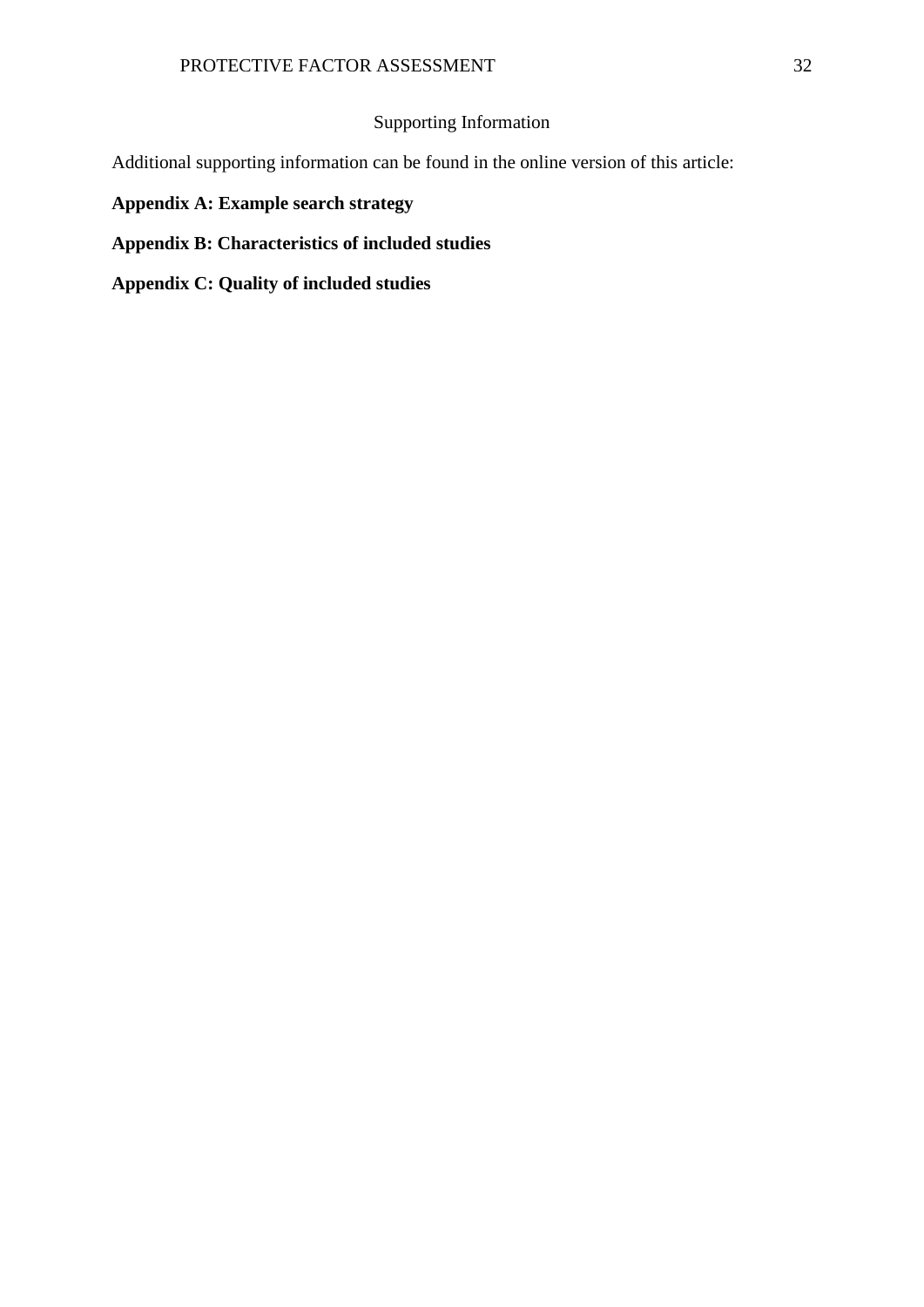## Supporting Information

Additional supporting information can be found in the online version of this article:

**Appendix A: Example search strategy**

**Appendix B: Characteristics of included studies**

**Appendix C: Quality of included studies**